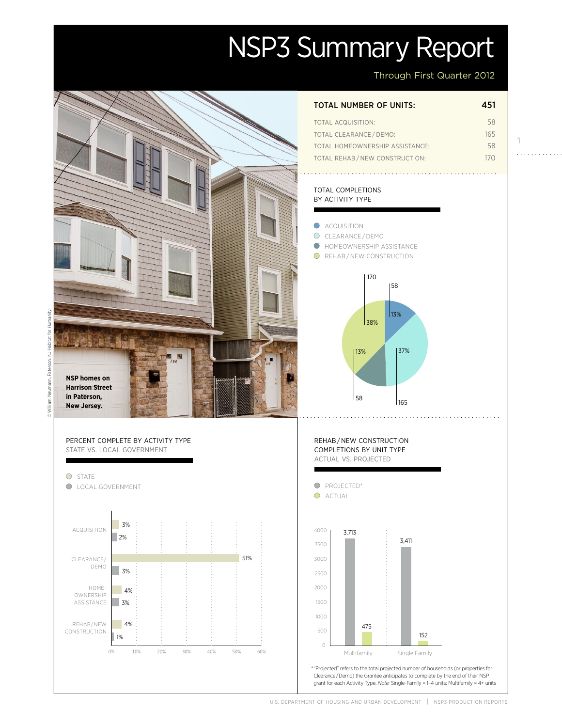# NSP3 Summary Report

Through First Quarter 2012

| TOTAL NUMBER OF UNITS: | 451 |
| --- | --- |
| TOTAL ACQUISITION: | 58 |
| TOTAL CLEARANCE / DEMO: | 165 |
| TOTAL HOMEOWNERSHIP ASSISTANCE: | 58 |
| TOTAL REHAB / NEW CONSTRUCTION: | 170 |

## TOTAL COMPLETIONS BY ACTIVITY TYPE

| Activity Type | Units | Percent |
| --- | --- | --- |
| ACQUISITION | 58 | 13% |
| CLEARANCE / DEMO | 165 | 37% |
| HOMEOWNERSHIP ASSISTANCE | 58 | 13% |
| REHAB / NEW CONSTRUCTION | 170 | 38% |

**NSP homes on Harrison Street in Paterson, New Jersey.**

© William Neumann, Paterson, NJ Habitat for Humanity

## PERCENT COMPLETE BY ACTIVITY TYPE STATE VS. LOCAL GOVERNMENT

| Activity Type | State | Local Government |
| --- | --- | --- |
| ACQUISITION | 3% | 2% |
| CLEARANCE/ DEMO | 51% | 3% |
| HOME-OWNERSHIP ASSISTANCE | 4% | 3% |
| REHAB/NEW CONSTRUCTION | 4% | 1% |

## REHAB / NEW CONSTRUCTION COMPLETIONS BY UNIT TYPE ACTUAL VS. PROJECTED

| Unit Type | Projected* | Actual |
| --- | --- | --- |
| Multifamily | 3,713 | 475 |
| Single Family | 3,411 | 152 |

*"Projected" refers to the total projected number of households (or properties for Clearance / Demo) the Grantee anticipates to complete by the end of their NSP grant for each Activity Type. *Note:* Single-Family = 1–4 units; Multifamily = 4+ units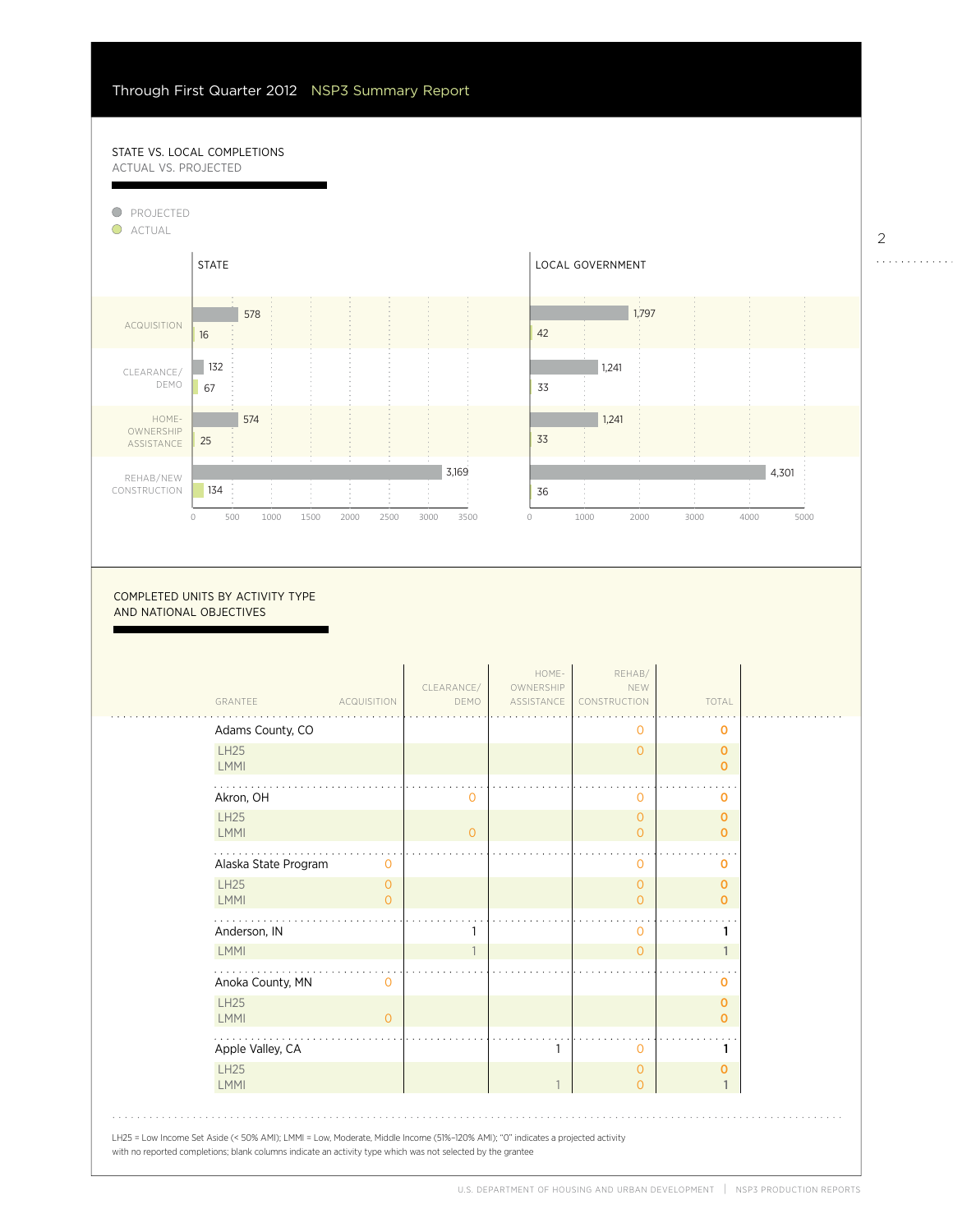## STATE VS. LOCAL COMPLETIONS
### ACTUAL VS. PROJECTED

| | State Projected | State Actual | Local Government Projected | Local Government Actual |
|---|---|---|---|---|
| Acquisition | 578 | 16 | 1,797 | 42 |
| Clearance/Demo | 132 | 67 | 1,241 | 33 |
| Homeownership Assistance | 574 | 25 | 1,241 | 33 |
| Rehab/New Construction | 3,169 | 134 | 4,301 | 36 |

## COMPLETED UNITS BY ACTIVITY TYPE AND NATIONAL OBJECTIVES

| GRANTEE | ACQUISITION | CLEARANCE/ DEMO | HOME-OWNERSHIP ASSISTANCE | REHAB/ NEW CONSTRUCTION | TOTAL |
|---|---|---|---|---|---|
| **Adams County, CO** | | | | 0 | **0** |
| LH25 | | | | 0 | 0 |
| LMMI | | | | | 0 |
| **Akron, OH** | | 0 | | 0 | **0** |
| LH25 | | | | 0 | 0 |
| LMMI | | 0 | | 0 | 0 |
| **Alaska State Program** | 0 | | | 0 | **0** |
| LH25 | 0 | | | 0 | 0 |
| LMMI | 0 | | | 0 | 0 |
| **Anderson, IN** | | 1 | | 0 | **1** |
| LMMI | | 1 | | 0 | 1 |
| **Anoka County, MN** | 0 | | | | **0** |
| LH25 | | | | | 0 |
| LMMI | 0 | | | | 0 |
| **Apple Valley, CA** | | | 1 | 0 | **1** |
| LH25 | | | | 0 | 0 |
| LMMI | | | 1 | 0 | 1 |

LH25 = Low Income Set Aside (< 50% AMI); LMMI = Low, Moderate, Middle Income (51%–120% AMI); "0" indicates a projected activity with no reported completions; blank columns indicate an activity type which was not selected by the grantee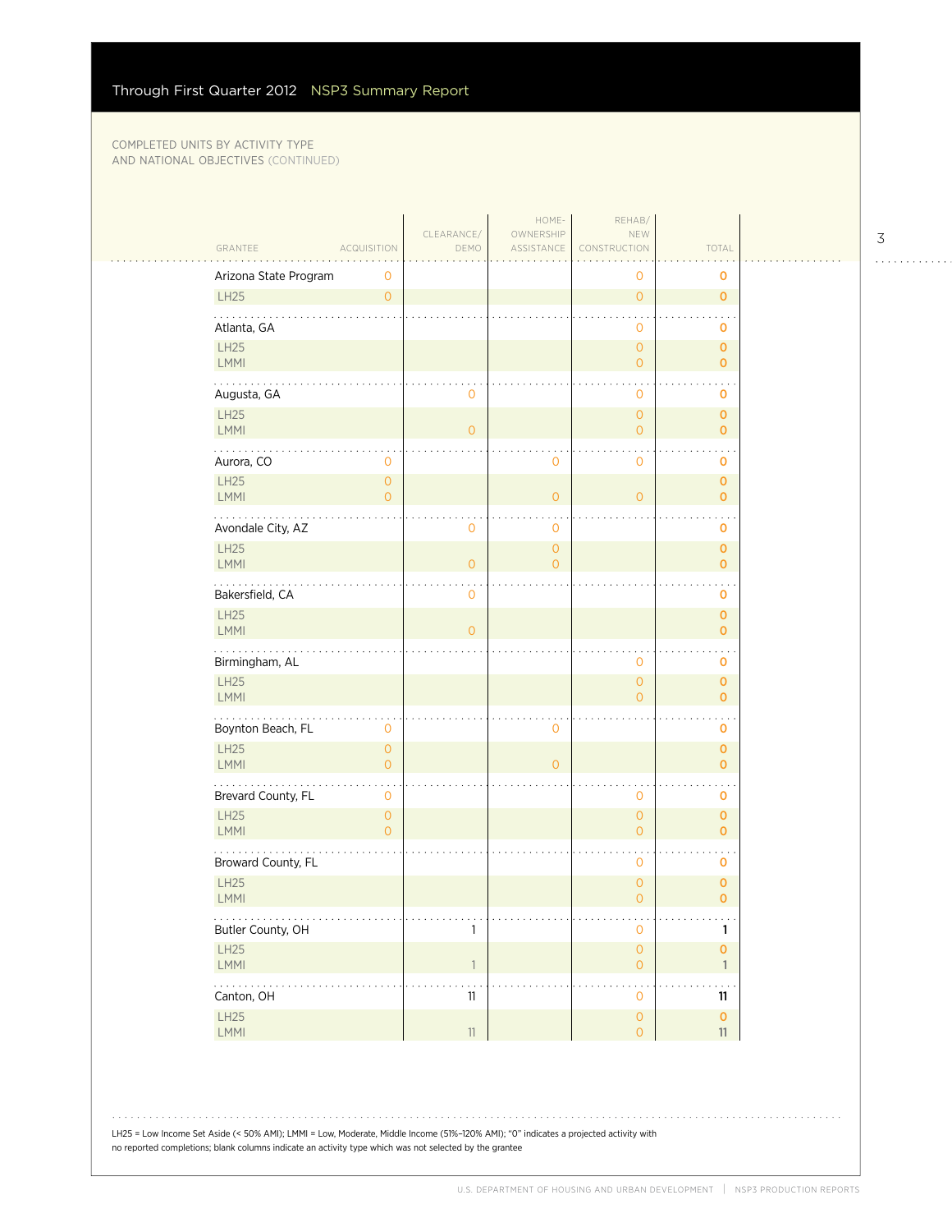COMPLETED UNITS BY ACTIVITY TYPE AND NATIONAL OBJECTIVES (CONTINUED)

| GRANTEE | ACQUISITION | CLEARANCE/ DEMO | HOME-OWNERSHIP ASSISTANCE | REHAB/ NEW CONSTRUCTION | TOTAL |
|---|---|---|---|---|---|
| Arizona State Program | 0 | | | 0 | 0 |
| LH25 | 0 | | | 0 | 0 |
| Atlanta, GA | | | | 0 | 0 |
| LH25 | | | | 0 | 0 |
| LMMI | | | | 0 | 0 |
| Augusta, GA | | 0 | | 0 | 0 |
| LH25 | | | | 0 | 0 |
| LMMI | | 0 | | 0 | 0 |
| Aurora, CO | 0 | | 0 | 0 | 0 |
| LH25 | 0 | | | | 0 |
| LMMI | 0 | | 0 | 0 | 0 |
| Avondale City, AZ | | 0 | 0 | | 0 |
| LH25 | | | 0 | | 0 |
| LMMI | | 0 | 0 | | 0 |
| Bakersfield, CA | | 0 | | | 0 |
| LH25 | | | | | 0 |
| LMMI | | 0 | | | 0 |
| Birmingham, AL | | | | 0 | 0 |
| LH25 | | | | 0 | 0 |
| LMMI | | | | 0 | 0 |
| Boynton Beach, FL | 0 | | 0 | | 0 |
| LH25 | 0 | | | | 0 |
| LMMI | 0 | | 0 | | 0 |
| Brevard County, FL | 0 | | | 0 | 0 |
| LH25 | 0 | | | 0 | 0 |
| LMMI | 0 | | | 0 | 0 |
| Broward County, FL | | | | 0 | 0 |
| LH25 | | | | 0 | 0 |
| LMMI | | | | 0 | 0 |
| Butler County, OH | | 1 | | 0 | 1 |
| LH25 | | | | 0 | 0 |
| LMMI | | 1 | | 0 | 1 |
| Canton, OH | | 11 | | 0 | 11 |
| LH25 | | | | 0 | 0 |
| LMMI | | 11 | | 0 | 11 |

LH25 = Low Income Set Aside (< 50% AMI); LMMI = Low, Moderate, Middle Income (51%–120% AMI); "0" indicates a projected activity with no reported completions; blank columns indicate an activity type which was not selected by the grantee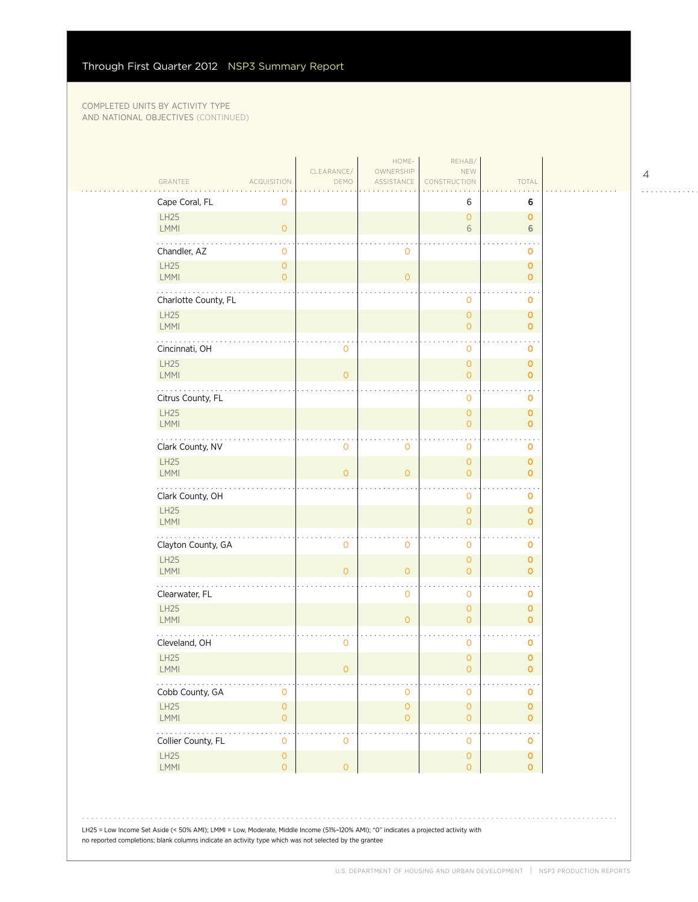COMPLETED UNITS BY ACTIVITY TYPE AND NATIONAL OBJECTIVES (CONTINUED)

| GRANTEE | ACQUISITION | CLEARANCE/ DEMO | HOME-OWNERSHIP ASSISTANCE | REHAB/ NEW CONSTRUCTION | TOTAL |
|---|---|---|---|---|---|
| Cape Coral, FL | 0 | | | 6 | 6 |
| LH25 | | | | 0 | 0 |
| LMMI | 0 | | | 6 | 6 |
| Chandler, AZ | 0 | | 0 | | 0 |
| LH25 | 0 | | | | 0 |
| LMMI | 0 | | 0 | | 0 |
| Charlotte County, FL | | | | 0 | 0 |
| LH25 | | | | 0 | 0 |
| LMMI | | | | 0 | 0 |
| Cincinnati, OH | | 0 | | 0 | 0 |
| LH25 | | | | 0 | 0 |
| LMMI | | 0 | | 0 | 0 |
| Citrus County, FL | | | | 0 | 0 |
| LH25 | | | | 0 | 0 |
| LMMI | | | | 0 | 0 |
| Clark County, NV | | 0 | 0 | 0 | 0 |
| LH25 | | | | 0 | 0 |
| LMMI | | 0 | 0 | 0 | 0 |
| Clark County, OH | | | | 0 | 0 |
| LH25 | | | | 0 | 0 |
| LMMI | | | | 0 | 0 |
| Clayton County, GA | | 0 | 0 | 0 | 0 |
| LH25 | | | | 0 | 0 |
| LMMI | | 0 | 0 | 0 | 0 |
| Clearwater, FL | | | 0 | 0 | 0 |
| LH25 | | | | 0 | 0 |
| LMMI | | | 0 | 0 | 0 |
| Cleveland, OH | | 0 | | 0 | 0 |
| LH25 | | | | 0 | 0 |
| LMMI | | 0 | | 0 | 0 |
| Cobb County, GA | 0 | | 0 | 0 | 0 |
| LH25 | 0 | | 0 | 0 | 0 |
| LMMI | 0 | | 0 | 0 | 0 |
| Collier County, FL | 0 | 0 | | 0 | 0 |
| LH25 | 0 | | | 0 | 0 |
| LMMI | 0 | 0 | | 0 | 0 |

LH25 = Low Income Set Aside (< 50% AMI); LMMI = Low, Moderate, Middle Income (51%–120% AMI); "0" indicates a projected activity with no reported completions; blank columns indicate an activity type which was not selected by the grantee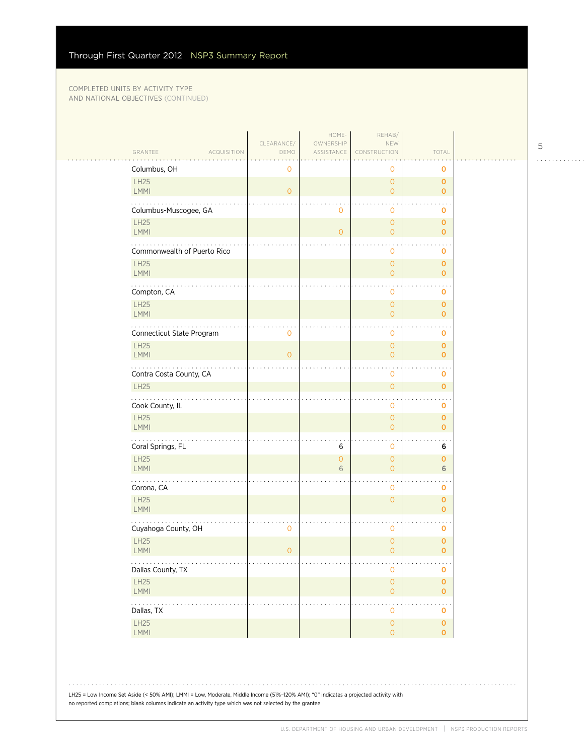COMPLETED UNITS BY ACTIVITY TYPE AND NATIONAL OBJECTIVES (CONTINUED)

| GRANTEE | ACQUISITION | CLEARANCE/ DEMO | HOME-OWNERSHIP ASSISTANCE | REHAB/ NEW CONSTRUCTION | TOTAL |
|---|---|---|---|---|---|
| Columbus, OH | | 0 | | 0 | 0 |
| LH25 | | | | 0 | 0 |
| LMMI | | 0 | | 0 | 0 |
| Columbus-Muscogee, GA | | | 0 | 0 | 0 |
| LH25 | | | | 0 | 0 |
| LMMI | | | 0 | 0 | 0 |
| Commonwealth of Puerto Rico | | | | 0 | 0 |
| LH25 | | | | 0 | 0 |
| LMMI | | | | 0 | 0 |
| Compton, CA | | | | 0 | 0 |
| LH25 | | | | 0 | 0 |
| LMMI | | | | 0 | 0 |
| Connecticut State Program | | 0 | | 0 | 0 |
| LH25 | | | | 0 | 0 |
| LMMI | | 0 | | 0 | 0 |
| Contra Costa County, CA | | | | 0 | 0 |
| LH25 | | | | 0 | 0 |
| Cook County, IL | | | | 0 | 0 |
| LH25 | | | | 0 | 0 |
| LMMI | | | | 0 | 0 |
| Coral Springs, FL | | | 6 | 0 | 6 |
| LH25 | | | 0 | 0 | 0 |
| LMMI | | | 6 | 0 | 6 |
| Corona, CA | | | | 0 | 0 |
| LH25 | | | | 0 | 0 |
| LMMI | | | | | 0 |
| Cuyahoga County, OH | | 0 | | 0 | 0 |
| LH25 | | | | 0 | 0 |
| LMMI | | 0 | | 0 | 0 |
| Dallas County, TX | | | | 0 | 0 |
| LH25 | | | | 0 | 0 |
| LMMI | | | | 0 | 0 |
| Dallas, TX | | | | 0 | 0 |
| LH25 | | | | 0 | 0 |
| LMMI | | | | 0 | 0 |

LH25 = Low Income Set Aside (< 50% AMI); LMMI = Low, Moderate, Middle Income (51%–120% AMI); "0" indicates a projected activity with no reported completions; blank columns indicate an activity type which was not selected by the grantee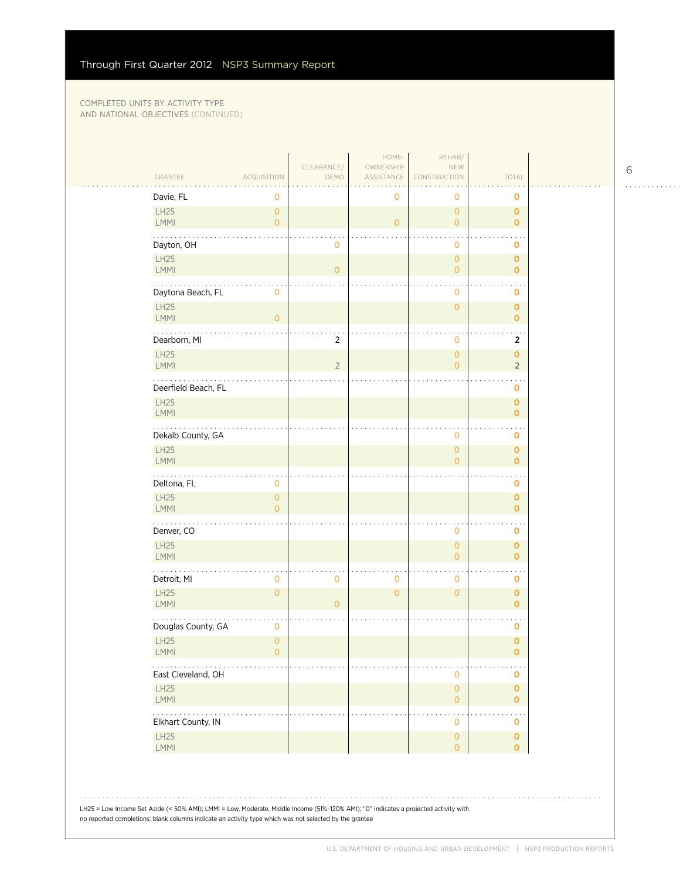Through First Quarter 2012 NSP3 Summary Report

COMPLETED UNITS BY ACTIVITY TYPE
AND NATIONAL OBJECTIVES (CONTINUED)

| GRANTEE | ACQUISITION | CLEARANCE/ DEMO | HOME-OWNERSHIP ASSISTANCE | REHAB/ NEW CONSTRUCTION | TOTAL |
|---|---|---|---|---|---|
| Davie, FL | 0 | | 0 | 0 | 0 |
| LH25 | 0 | | | 0 | 0 |
| LMMI | 0 | | 0 | 0 | 0 |
| Dayton, OH | | 0 | | 0 | 0 |
| LH25 | | | | 0 | 0 |
| LMMI | | 0 | | 0 | 0 |
| Daytona Beach, FL | 0 | | | 0 | 0 |
| LH25 | | | | 0 | 0 |
| LMMI | 0 | | | | 0 |
| Dearborn, MI | | 2 | | 0 | 2 |
| LH25 | | | | 0 | 0 |
| LMMI | | 2 | | 0 | 2 |
| Deerfield Beach, FL | | | | | 0 |
| LH25 | | | | | 0 |
| LMMI | | | | | 0 |
| Dekalb County, GA | | | | 0 | 0 |
| LH25 | | | | 0 | 0 |
| LMMI | | | | 0 | 0 |
| Deltona, FL | 0 | | | | 0 |
| LH25 | 0 | | | | 0 |
| LMMI | 0 | | | | 0 |
| Denver, CO | | | | 0 | 0 |
| LH25 | | | | 0 | 0 |
| LMMI | | | | 0 | 0 |
| Detroit, MI | 0 | 0 | 0 | 0 | 0 |
| LH25 | 0 | | 0 | 0 | 0 |
| LMMI | | 0 | | | 0 |
| Douglas County, GA | 0 | | | | 0 |
| LH25 | 0 | | | | 0 |
| LMMI | 0 | | | | 0 |
| East Cleveland, OH | | | | 0 | 0 |
| LH25 | | | | 0 | 0 |
| LMMI | | | | 0 | 0 |
| Elkhart County, IN | | | | 0 | 0 |
| LH25 | | | | 0 | 0 |
| LMMI | | | | 0 | 0 |

LH25 = Low Income Set Aside (< 50% AMI); LMMI = Low, Moderate, Middle Income (51%–120% AMI); "0" indicates a projected activity with no reported completions; blank columns indicate an activity type which was not selected by the grantee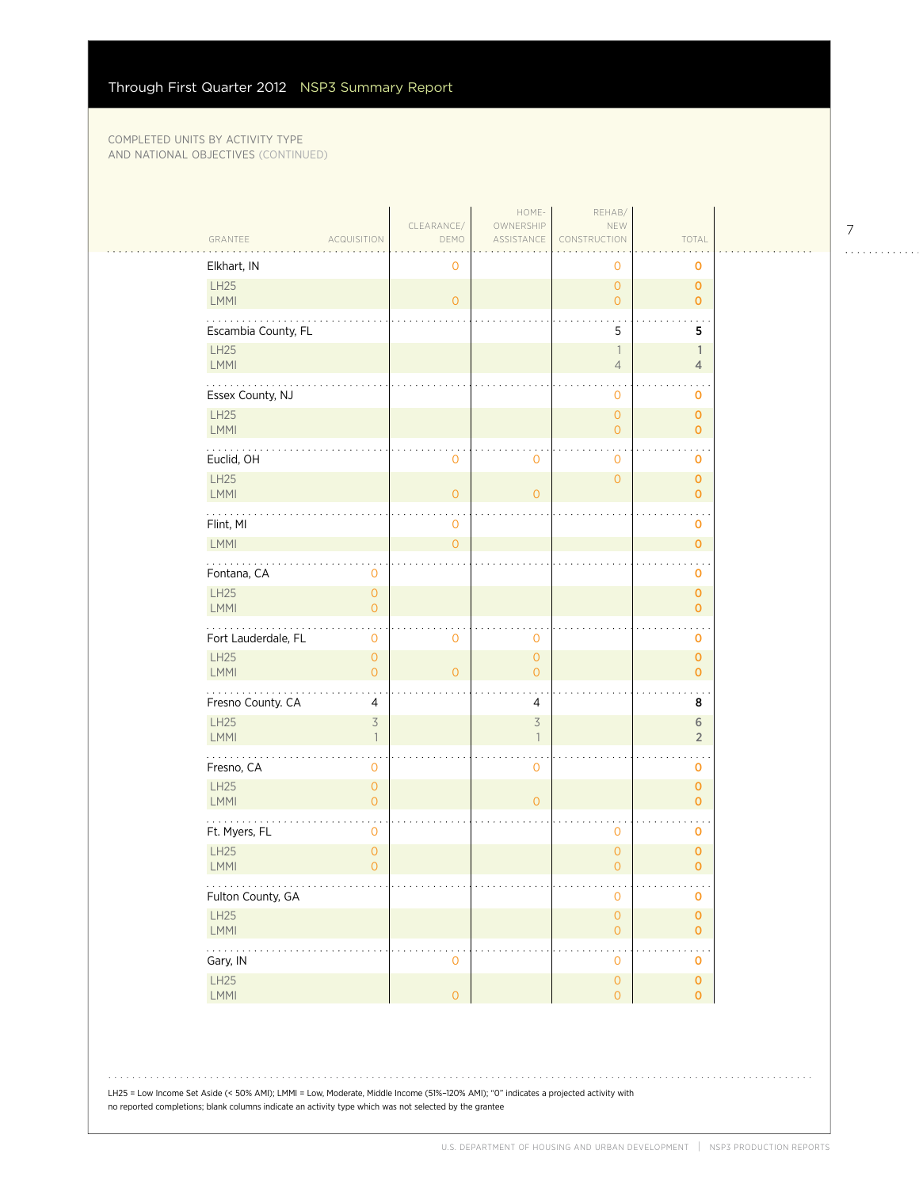COMPLETED UNITS BY ACTIVITY TYPE AND NATIONAL OBJECTIVES (CONTINUED)

| GRANTEE | ACQUISITION | CLEARANCE/ DEMO | HOME-OWNERSHIP ASSISTANCE | REHAB/ NEW CONSTRUCTION | TOTAL |
|---|---|---|---|---|---|
| Elkhart, IN | | 0 | | 0 | 0 |
| LH25 | | | | 0 | 0 |
| LMMI | | 0 | | 0 | 0 |
| Escambia County, FL | | | | 5 | 5 |
| LH25 | | | | 1 | 1 |
| LMMI | | | | 4 | 4 |
| Essex County, NJ | | | | 0 | 0 |
| LH25 | | | | 0 | 0 |
| LMMI | | | | 0 | 0 |
| Euclid, OH | | 0 | 0 | 0 | 0 |
| LH25 | | | | 0 | 0 |
| LMMI | | 0 | 0 | | 0 |
| Flint, MI | | 0 | | | 0 |
| LMMI | | 0 | | | 0 |
| Fontana, CA | 0 | | | | 0 |
| LH25 | 0 | | | | 0 |
| LMMI | 0 | | | | 0 |
| Fort Lauderdale, FL | 0 | 0 | 0 | | 0 |
| LH25 | 0 | | 0 | | 0 |
| LMMI | 0 | 0 | 0 | | 0 |
| Fresno County. CA | 4 | | 4 | | 8 |
| LH25 | 3 | | 3 | | 6 |
| LMMI | 1 | | 1 | | 2 |
| Fresno, CA | 0 | | 0 | | 0 |
| LH25 | 0 | | | | 0 |
| LMMI | 0 | | 0 | | 0 |
| Ft. Myers, FL | 0 | | | 0 | 0 |
| LH25 | 0 | | | 0 | 0 |
| LMMI | 0 | | | 0 | 0 |
| Fulton County, GA | | | | 0 | 0 |
| LH25 | | | | 0 | 0 |
| LMMI | | | | 0 | 0 |
| Gary, IN | | 0 | | 0 | 0 |
| LH25 | | | | 0 | 0 |
| LMMI | | 0 | | 0 | 0 |

LH25 = Low Income Set Aside (< 50% AMI); LMMI = Low, Moderate, Middle Income (51%–120% AMI); "0" indicates a projected activity with no reported completions; blank columns indicate an activity type which was not selected by the grantee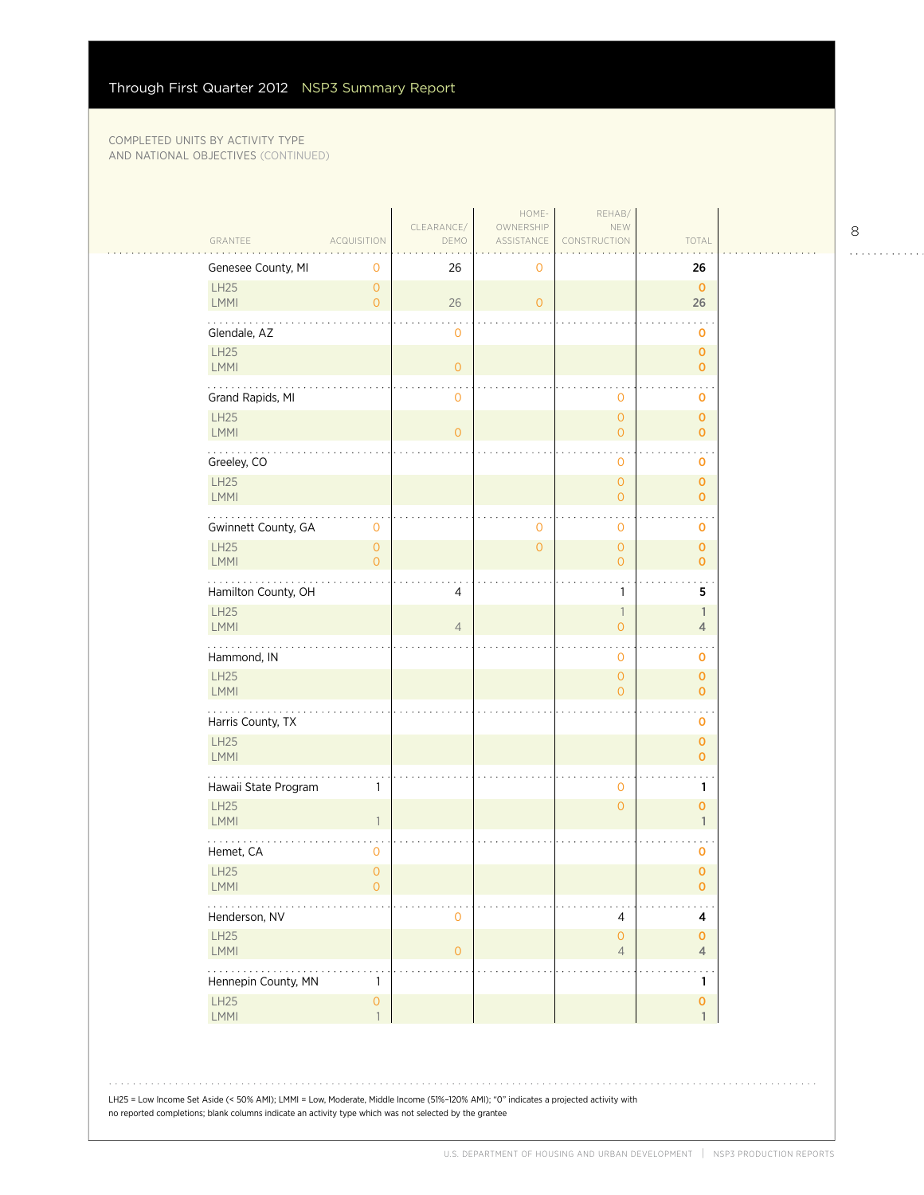COMPLETED UNITS BY ACTIVITY TYPE AND NATIONAL OBJECTIVES (CONTINUED)

| GRANTEE | ACQUISITION | CLEARANCE/ DEMO | HOME-OWNERSHIP ASSISTANCE | REHAB/ NEW CONSTRUCTION | TOTAL |
|---|---|---|---|---|---|
| Genesee County, MI | 0 | 26 | 0 | | **26** |
| LH25 | 0 | | | | 0 |
| LMMI | 0 | 26 | 0 | | 26 |
| Glendale, AZ | | 0 | | | **0** |
| LH25 | | | | | 0 |
| LMMI | | 0 | | | 0 |
| Grand Rapids, MI | | 0 | | 0 | **0** |
| LH25 | | | | 0 | 0 |
| LMMI | | 0 | | 0 | 0 |
| Greeley, CO | | | | 0 | **0** |
| LH25 | | | | 0 | 0 |
| LMMI | | | | 0 | 0 |
| Gwinnett County, GA | 0 | | 0 | 0 | **0** |
| LH25 | 0 | | 0 | 0 | 0 |
| LMMI | 0 | | | 0 | 0 |
| Hamilton County, OH | | 4 | | 1 | **5** |
| LH25 | | | | 1 | 1 |
| LMMI | | 4 | | 0 | 4 |
| Hammond, IN | | | | 0 | **0** |
| LH25 | | | | 0 | 0 |
| LMMI | | | | 0 | 0 |
| Harris County, TX | | | | | **0** |
| LH25 | | | | | 0 |
| LMMI | | | | | 0 |
| Hawaii State Program | 1 | | | 0 | **1** |
| LH25 | | | | 0 | 0 |
| LMMI | 1 | | | | 1 |
| Hemet, CA | 0 | | | | **0** |
| LH25 | 0 | | | | 0 |
| LMMI | 0 | | | | 0 |
| Henderson, NV | | 0 | | 4 | **4** |
| LH25 | | | | 0 | 0 |
| LMMI | | 0 | | 4 | 4 |
| Hennepin County, MN | 1 | | | | **1** |
| LH25 | 0 | | | | 0 |
| LMMI | 1 | | | | 1 |

LH25 = Low Income Set Aside (< 50% AMI); LMMI = Low, Moderate, Middle Income (51%–120% AMI); "0" indicates a projected activity with no reported completions; blank columns indicate an activity type which was not selected by the grantee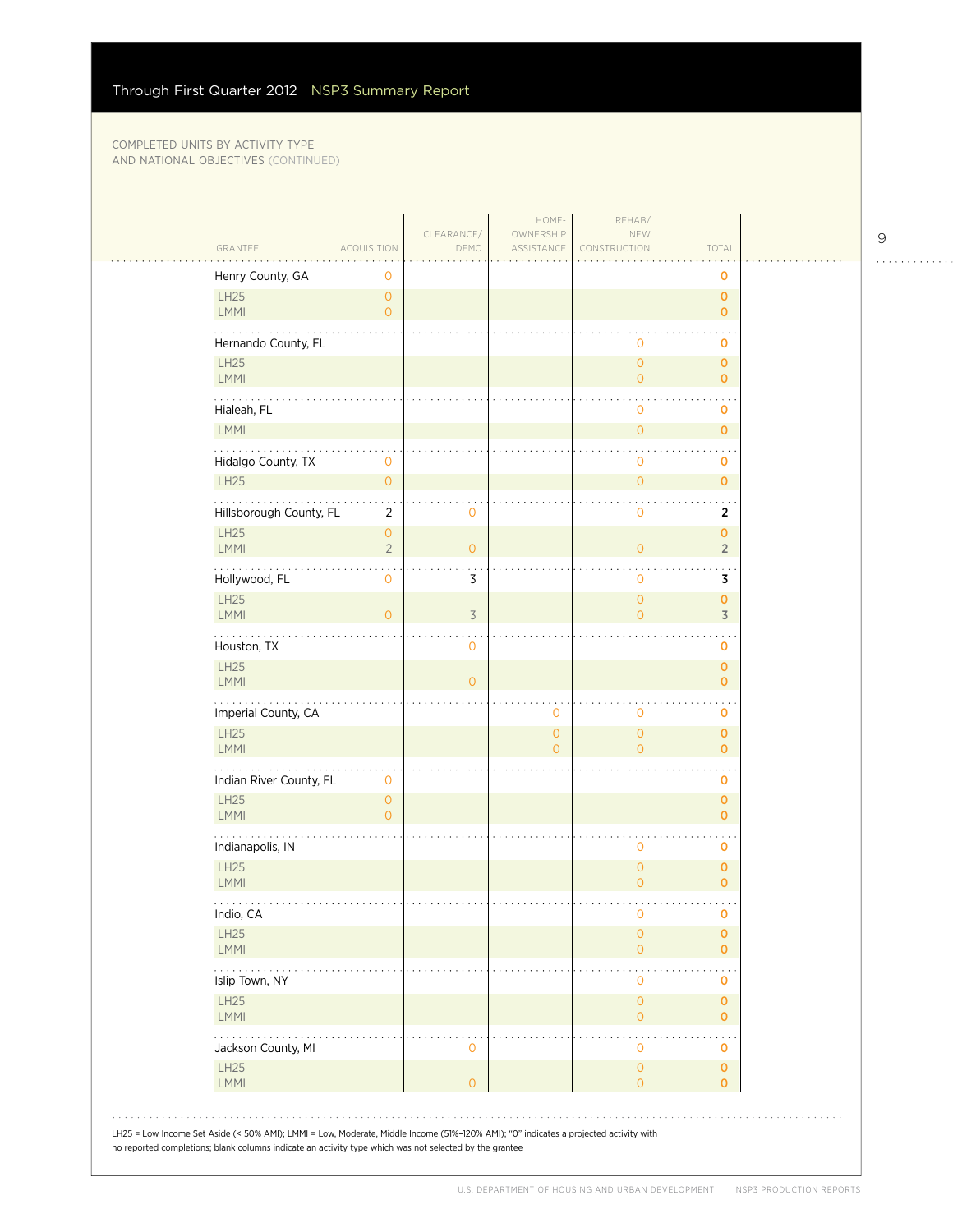COMPLETED UNITS BY ACTIVITY TYPE AND NATIONAL OBJECTIVES (CONTINUED)

| GRANTEE | ACQUISITION | CLEARANCE/ DEMO | HOME-OWNERSHIP ASSISTANCE | REHAB/ NEW CONSTRUCTION | TOTAL |
|---|---|---|---|---|---|
| Henry County, GA | 0 | | | | 0 |
| LH25 | 0 | | | | 0 |
| LMMI | 0 | | | | 0 |
| Hernando County, FL | | | | 0 | 0 |
| LH25 | | | | 0 | 0 |
| LMMI | | | | 0 | 0 |
| Hialeah, FL | | | | 0 | 0 |
| LMMI | | | | 0 | 0 |
| Hidalgo County, TX | 0 | | | 0 | 0 |
| LH25 | 0 | | | 0 | 0 |
| Hillsborough County, FL | 2 | 0 | | 0 | 2 |
| LH25 | 0 | | | | 0 |
| LMMI | 2 | 0 | | 0 | 2 |
| Hollywood, FL | 0 | 3 | | 0 | 3 |
| LH25 | | | | 0 | 0 |
| LMMI | 0 | 3 | | 0 | 3 |
| Houston, TX | | 0 | | | 0 |
| LH25 | | | | | 0 |
| LMMI | | 0 | | | 0 |
| Imperial County, CA | | | 0 | 0 | 0 |
| LH25 | | | 0 | 0 | 0 |
| LMMI | | | 0 | 0 | 0 |
| Indian River County, FL | 0 | | | | 0 |
| LH25 | 0 | | | | 0 |
| LMMI | 0 | | | | 0 |
| Indianapolis, IN | | | | 0 | 0 |
| LH25 | | | | 0 | 0 |
| LMMI | | | | 0 | 0 |
| Indio, CA | | | | 0 | 0 |
| LH25 | | | | 0 | 0 |
| LMMI | | | | 0 | 0 |
| Islip Town, NY | | | | 0 | 0 |
| LH25 | | | | 0 | 0 |
| LMMI | | | | 0 | 0 |
| Jackson County, MI | | 0 | | 0 | 0 |
| LH25 | | | | 0 | 0 |
| LMMI | | 0 | | 0 | 0 |

LH25 = Low Income Set Aside (< 50% AMI); LMMI = Low, Moderate, Middle Income (51%–120% AMI); "0" indicates a projected activity with no reported completions; blank columns indicate an activity type which was not selected by the grantee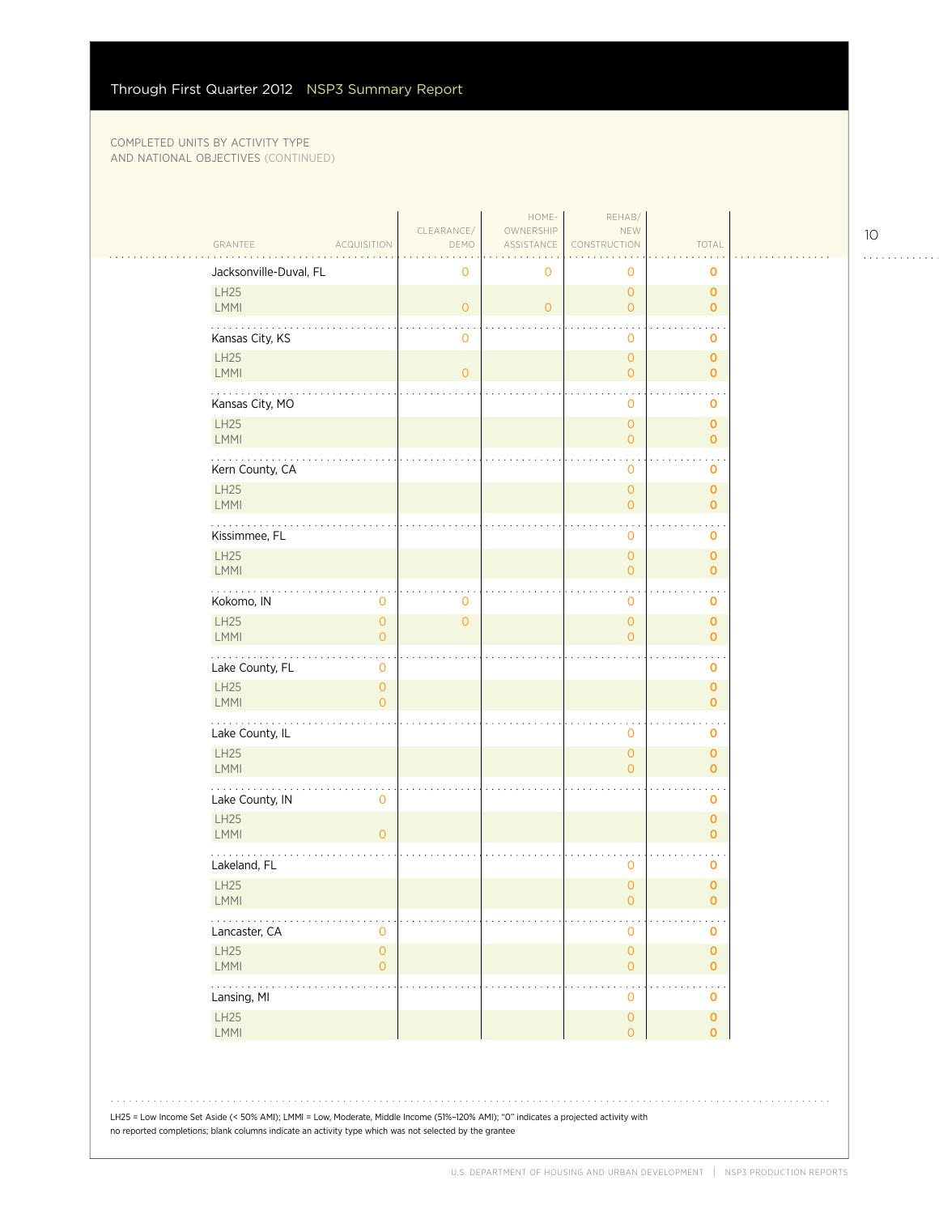COMPLETED UNITS BY ACTIVITY TYPE AND NATIONAL OBJECTIVES (CONTINUED)

| GRANTEE | ACQUISITION | CLEARANCE/ DEMO | HOME-OWNERSHIP ASSISTANCE | REHAB/ NEW CONSTRUCTION | TOTAL |
|---|---|---|---|---|---|
| Jacksonville-Duval, FL | | 0 | 0 | 0 | 0 |
| LH25 | | | | 0 | 0 |
| LMMI | | 0 | 0 | 0 | 0 |
| Kansas City, KS | | 0 | | 0 | 0 |
| LH25 | | | | 0 | 0 |
| LMMI | | 0 | | 0 | 0 |
| Kansas City, MO | | | | 0 | 0 |
| LH25 | | | | 0 | 0 |
| LMMI | | | | 0 | 0 |
| Kern County, CA | | | | 0 | 0 |
| LH25 | | | | 0 | 0 |
| LMMI | | | | 0 | 0 |
| Kissimmee, FL | | | | 0 | 0 |
| LH25 | | | | 0 | 0 |
| LMMI | | | | 0 | 0 |
| Kokomo, IN | 0 | 0 | | 0 | 0 |
| LH25 | 0 | 0 | | 0 | 0 |
| LMMI | 0 | | | 0 | 0 |
| Lake County, FL | 0 | | | | 0 |
| LH25 | 0 | | | | 0 |
| LMMI | 0 | | | | 0 |
| Lake County, IL | | | | 0 | 0 |
| LH25 | | | | 0 | 0 |
| LMMI | | | | 0 | 0 |
| Lake County, IN | 0 | | | | 0 |
| LH25 | | | | | 0 |
| LMMI | 0 | | | | 0 |
| Lakeland, FL | | | | 0 | 0 |
| LH25 | | | | 0 | 0 |
| LMMI | | | | 0 | 0 |
| Lancaster, CA | 0 | | | 0 | 0 |
| LH25 | 0 | | | 0 | 0 |
| LMMI | 0 | | | 0 | 0 |
| Lansing, MI | | | | 0 | 0 |
| LH25 | | | | 0 | 0 |
| LMMI | | | | 0 | 0 |

LH25 = Low Income Set Aside (< 50% AMI); LMMI = Low, Moderate, Middle Income (51%–120% AMI); "0" indicates a projected activity with no reported completions; blank columns indicate an activity type which was not selected by the grantee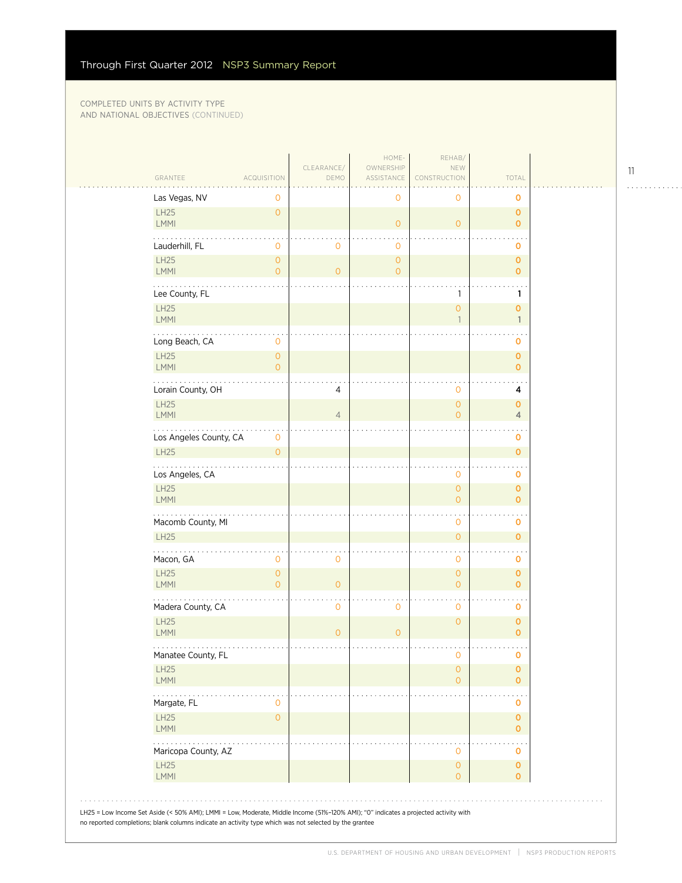COMPLETED UNITS BY ACTIVITY TYPE AND NATIONAL OBJECTIVES (CONTINUED)

| GRANTEE | ACQUISITION | CLEARANCE/ DEMO | HOME-OWNERSHIP ASSISTANCE | REHAB/ NEW CONSTRUCTION | TOTAL |
|---|---|---|---|---|---|
| Las Vegas, NV | 0 | | 0 | 0 | 0 |
| LH25 | 0 | | | | 0 |
| LMMI | | | 0 | 0 | 0 |
| Lauderhill, FL | 0 | 0 | 0 | | 0 |
| LH25 | 0 | | 0 | | 0 |
| LMMI | 0 | 0 | 0 | | 0 |
| Lee County, FL | | | | 1 | 1 |
| LH25 | | | | 0 | 0 |
| LMMI | | | | 1 | 1 |
| Long Beach, CA | 0 | | | | 0 |
| LH25 | 0 | | | | 0 |
| LMMI | 0 | | | | 0 |
| Lorain County, OH | | 4 | | 0 | 4 |
| LH25 | | | | 0 | 0 |
| LMMI | | 4 | | 0 | 4 |
| Los Angeles County, CA | 0 | | | | 0 |
| LH25 | 0 | | | | 0 |
| Los Angeles, CA | | | | 0 | 0 |
| LH25 | | | | 0 | 0 |
| LMMI | | | | 0 | 0 |
| Macomb County, MI | | | | 0 | 0 |
| LH25 | | | | 0 | 0 |
| Macon, GA | 0 | 0 | | 0 | 0 |
| LH25 | 0 | | | 0 | 0 |
| LMMI | 0 | 0 | | 0 | 0 |
| Madera County, CA | | 0 | 0 | 0 | 0 |
| LH25 | | | | 0 | 0 |
| LMMI | | 0 | 0 | | 0 |
| Manatee County, FL | | | | 0 | 0 |
| LH25 | | | | 0 | 0 |
| LMMI | | | | 0 | 0 |
| Margate, FL | 0 | | | | 0 |
| LH25 | 0 | | | | 0 |
| LMMI | | | | | 0 |
| Maricopa County, AZ | | | | 0 | 0 |
| LH25 | | | | 0 | 0 |
| LMMI | | | | 0 | 0 |

LH25 = Low Income Set Aside (< 50% AMI); LMMI = Low, Moderate, Middle Income (51%–120% AMI); "0" indicates a projected activity with no reported completions; blank columns indicate an activity type which was not selected by the grantee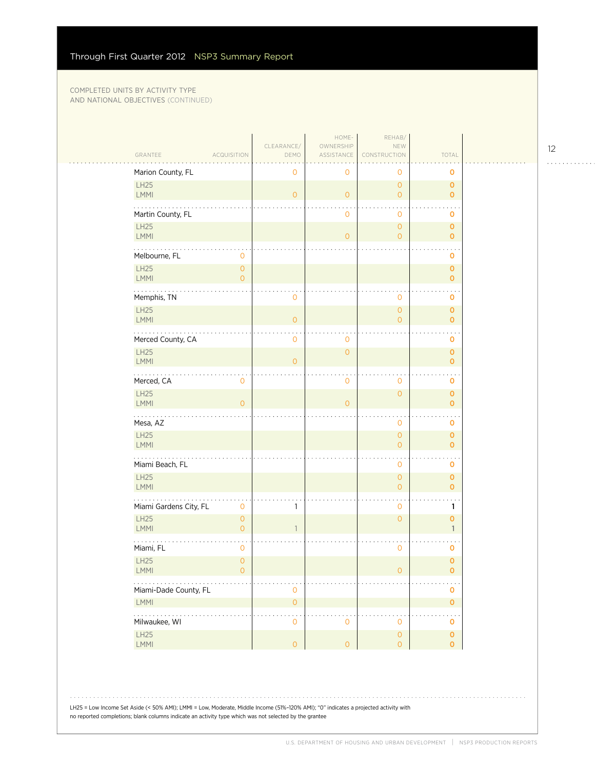COMPLETED UNITS BY ACTIVITY TYPE AND NATIONAL OBJECTIVES (CONTINUED)

| GRANTEE | ACQUISITION | CLEARANCE/ DEMO | HOME-OWNERSHIP ASSISTANCE | REHAB/ NEW CONSTRUCTION | TOTAL |
|---|---|---|---|---|---|
| Marion County, FL | | 0 | 0 | 0 | 0 |
| LH25 | | | | 0 | 0 |
| LMMI | | 0 | 0 | 0 | 0 |
| Martin County, FL | | | 0 | 0 | 0 |
| LH25 | | | | 0 | 0 |
| LMMI | | | 0 | 0 | 0 |
| Melbourne, FL | 0 | | | | 0 |
| LH25 | 0 | | | | 0 |
| LMMI | 0 | | | | 0 |
| Memphis, TN | | 0 | | 0 | 0 |
| LH25 | | | | 0 | 0 |
| LMMI | | 0 | | 0 | 0 |
| Merced County, CA | | 0 | 0 | | 0 |
| LH25 | | | 0 | | 0 |
| LMMI | | 0 | | | 0 |
| Merced, CA | 0 | | 0 | 0 | 0 |
| LH25 | | | | 0 | 0 |
| LMMI | 0 | | 0 | | 0 |
| Mesa, AZ | | | | 0 | 0 |
| LH25 | | | | 0 | 0 |
| LMMI | | | | 0 | 0 |
| Miami Beach, FL | | | | 0 | 0 |
| LH25 | | | | 0 | 0 |
| LMMI | | | | 0 | 0 |
| Miami Gardens City, FL | 0 | 1 | | 0 | 1 |
| LH25 | 0 | | | 0 | 0 |
| LMMI | 0 | 1 | | | 1 |
| Miami, FL | 0 | | | 0 | 0 |
| LH25 | 0 | | | | 0 |
| LMMI | 0 | | | 0 | 0 |
| Miami-Dade County, FL | | 0 | | | 0 |
| LMMI | | 0 | | | 0 |
| Milwaukee, WI | | 0 | 0 | 0 | 0 |
| LH25 | | | | 0 | 0 |
| LMMI | | 0 | 0 | 0 | 0 |

LH25 = Low Income Set Aside (< 50% AMI); LMMI = Low, Moderate, Middle Income (51%–120% AMI); "0" indicates a projected activity with no reported completions; blank columns indicate an activity type which was not selected by the grantee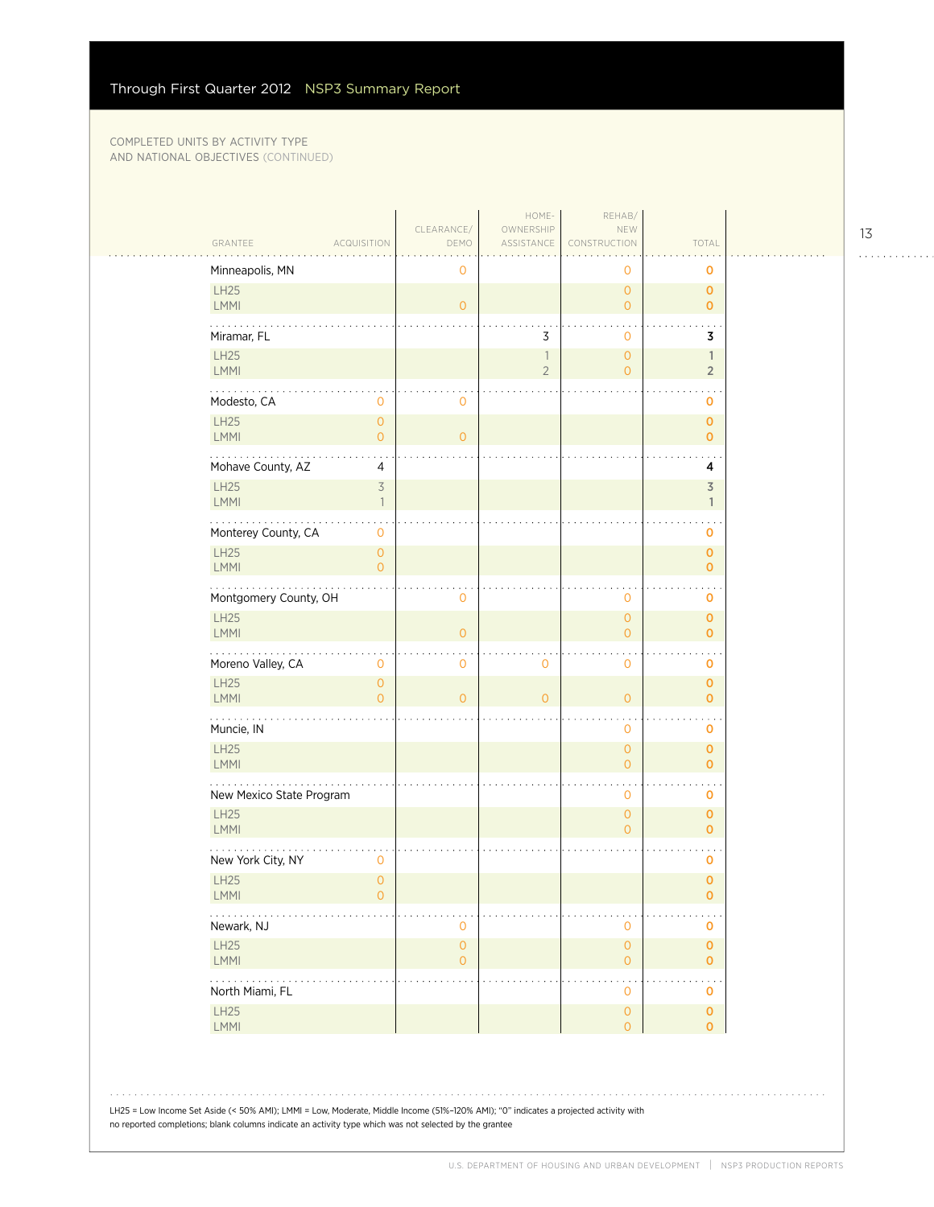COMPLETED UNITS BY ACTIVITY TYPE AND NATIONAL OBJECTIVES (CONTINUED)

| GRANTEE | ACQUISITION | CLEARANCE/ DEMO | HOME-OWNERSHIP ASSISTANCE | REHAB/ NEW CONSTRUCTION | TOTAL |
|---|---|---|---|---|---|
| **Minneapolis, MN** | | 0 | | 0 | **0** |
| LH25 | | | | 0 | **0** |
| LMMI | | 0 | | 0 | **0** |
| **Miramar, FL** | | | 3 | 0 | **3** |
| LH25 | | | 1 | 0 | **1** |
| LMMI | | | 2 | 0 | **2** |
| **Modesto, CA** | 0 | 0 | | | **0** |
| LH25 | 0 | | | | **0** |
| LMMI | 0 | 0 | | | **0** |
| **Mohave County, AZ** | 4 | | | | **4** |
| LH25 | 3 | | | | **3** |
| LMMI | 1 | | | | **1** |
| **Monterey County, CA** | 0 | | | | **0** |
| LH25 | 0 | | | | **0** |
| LMMI | 0 | | | | **0** |
| **Montgomery County, OH** | | 0 | | 0 | **0** |
| LH25 | | | | 0 | **0** |
| LMMI | | 0 | | 0 | **0** |
| **Moreno Valley, CA** | 0 | 0 | 0 | 0 | **0** |
| LH25 | 0 | | | | **0** |
| LMMI | 0 | 0 | 0 | 0 | **0** |
| **Muncie, IN** | | | | 0 | **0** |
| LH25 | | | | 0 | **0** |
| LMMI | | | | 0 | **0** |
| **New Mexico State Program** | | | | 0 | **0** |
| LH25 | | | | 0 | **0** |
| LMMI | | | | 0 | **0** |
| **New York City, NY** | 0 | | | | **0** |
| LH25 | 0 | | | | **0** |
| LMMI | 0 | | | | **0** |
| **Newark, NJ** | | 0 | | 0 | **0** |
| LH25 | | 0 | | 0 | **0** |
| LMMI | | 0 | | 0 | **0** |
| **North Miami, FL** | | | | 0 | **0** |
| LH25 | | | | 0 | **0** |
| LMMI | | | | 0 | **0** |

LH25 = Low Income Set Aside (< 50% AMI); LMMI = Low, Moderate, Middle Income (51%–120% AMI); "0" indicates a projected activity with no reported completions; blank columns indicate an activity type which was not selected by the grantee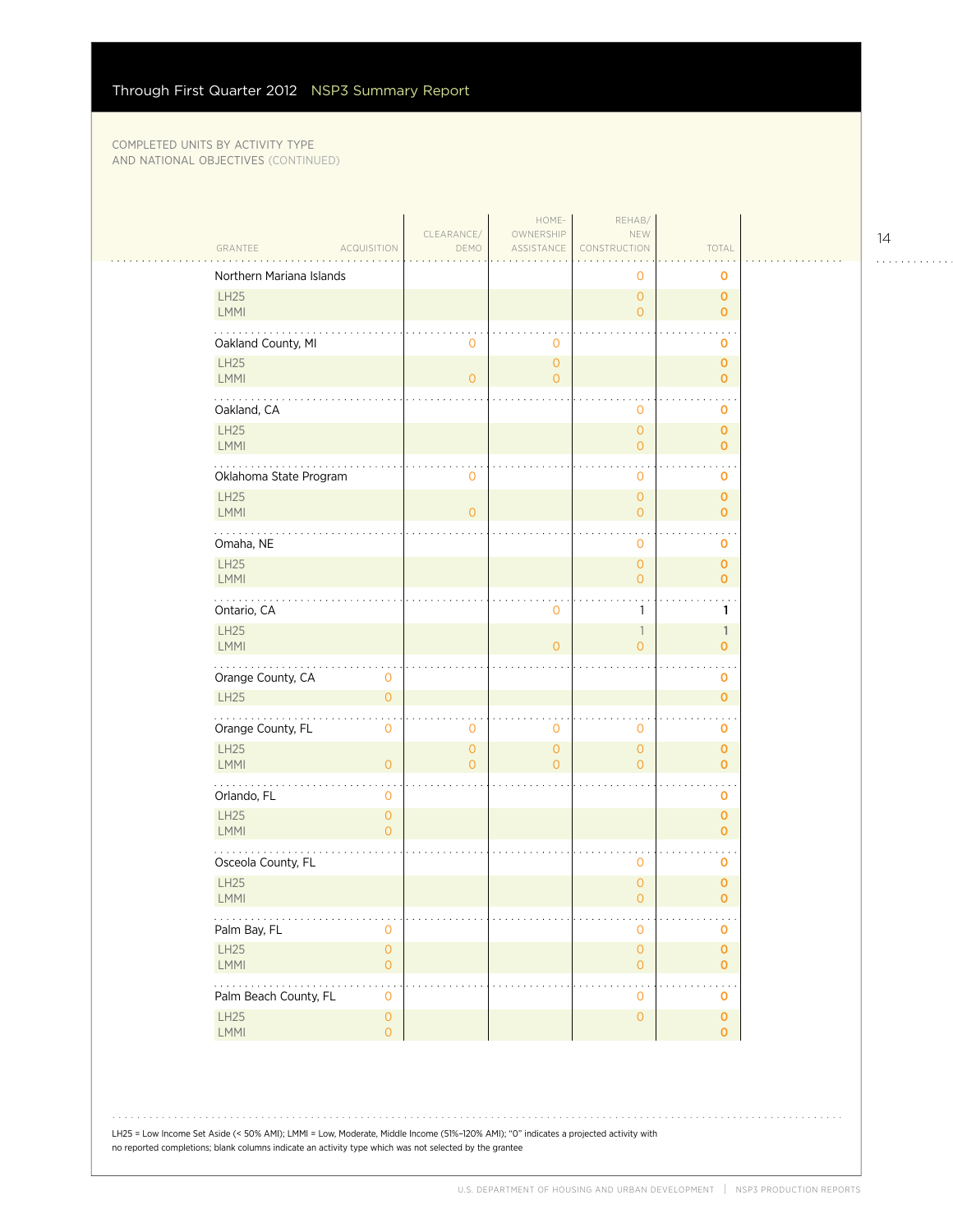COMPLETED UNITS BY ACTIVITY TYPE AND NATIONAL OBJECTIVES (CONTINUED)

| GRANTEE | ACQUISITION | CLEARANCE/ DEMO | HOME-OWNERSHIP ASSISTANCE | REHAB/ NEW CONSTRUCTION | TOTAL |
|---|---|---|---|---|---|
| **Northern Mariana Islands** | | | | 0 | 0 |
| LH25 | | | | 0 | 0 |
| LMMI | | | | 0 | 0 |
| **Oakland County, MI** | | 0 | 0 | | 0 |
| LH25 | | | 0 | | 0 |
| LMMI | | 0 | 0 | | 0 |
| **Oakland, CA** | | | | 0 | 0 |
| LH25 | | | | 0 | 0 |
| LMMI | | | | 0 | 0 |
| **Oklahoma State Program** | | 0 | | 0 | 0 |
| LH25 | | | | 0 | 0 |
| LMMI | | 0 | | 0 | 0 |
| **Omaha, NE** | | | | 0 | 0 |
| LH25 | | | | 0 | 0 |
| LMMI | | | | 0 | 0 |
| **Ontario, CA** | | | 0 | 1 | 1 |
| LH25 | | | | 1 | 1 |
| LMMI | | | 0 | 0 | 0 |
| **Orange County, CA** | 0 | | | | 0 |
| LH25 | 0 | | | | 0 |
| **Orange County, FL** | 0 | 0 | 0 | 0 | 0 |
| LH25 | | 0 | 0 | 0 | 0 |
| LMMI | 0 | 0 | 0 | 0 | 0 |
| **Orlando, FL** | 0 | | | | 0 |
| LH25 | 0 | | | | 0 |
| LMMI | 0 | | | | 0 |
| **Osceola County, FL** | | | | 0 | 0 |
| LH25 | | | | 0 | 0 |
| LMMI | | | | 0 | 0 |
| **Palm Bay, FL** | 0 | | | 0 | 0 |
| LH25 | 0 | | | 0 | 0 |
| LMMI | 0 | | | 0 | 0 |
| **Palm Beach County, FL** | 0 | | | 0 | 0 |
| LH25 | 0 | | | 0 | 0 |
| LMMI | 0 | | | | 0 |

LH25 = Low Income Set Aside (< 50% AMI); LMMI = Low, Moderate, Middle Income (51%–120% AMI); "0" indicates a projected activity with no reported completions; blank columns indicate an activity type which was not selected by the grantee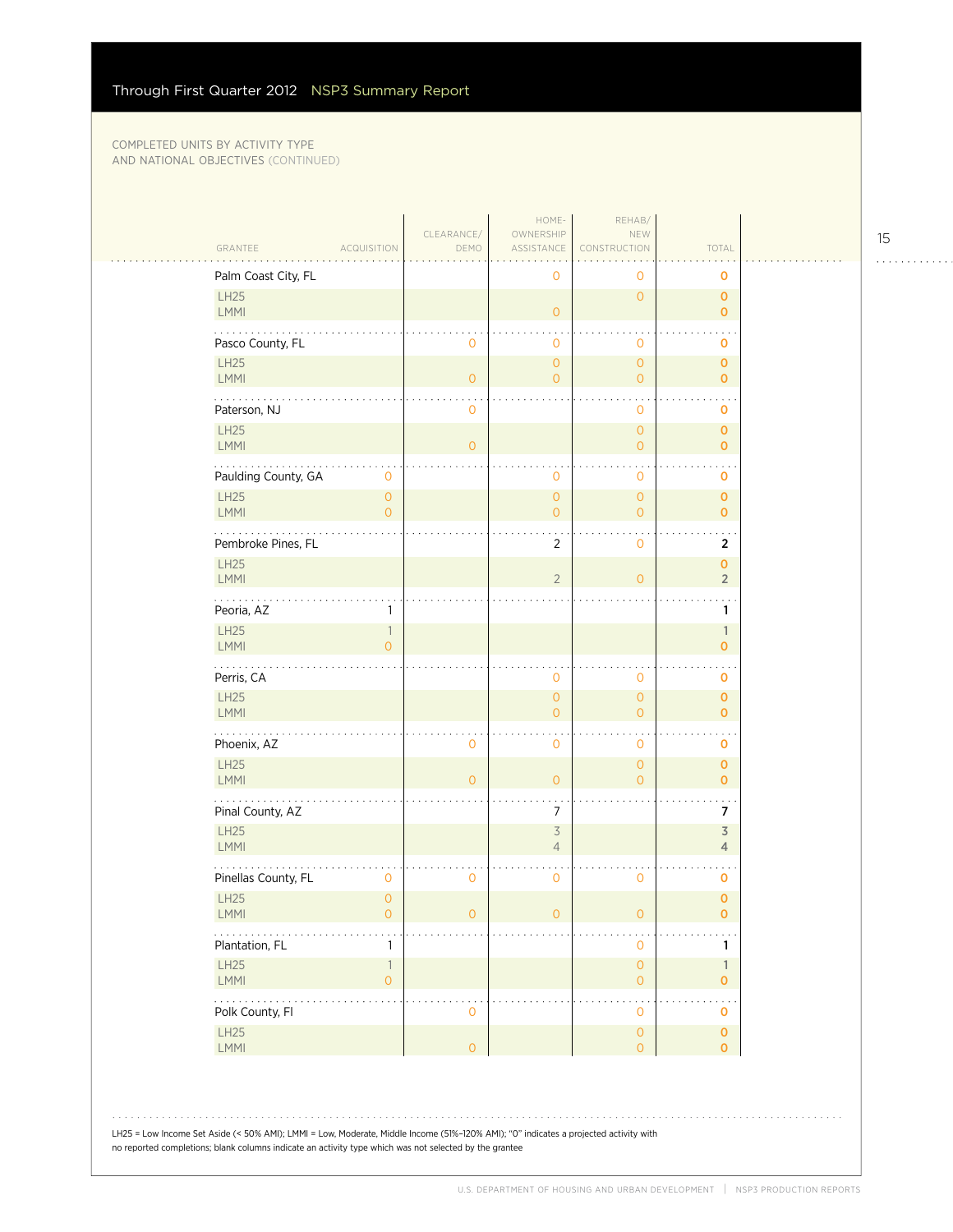COMPLETED UNITS BY ACTIVITY TYPE AND NATIONAL OBJECTIVES (CONTINUED)

| GRANTEE | ACQUISITION | CLEARANCE/ DEMO | HOME-OWNERSHIP ASSISTANCE | REHAB/ NEW CONSTRUCTION | TOTAL |
|---|---|---|---|---|---|
| **Palm Coast City, FL** | | | 0 | 0 | 0 |
| LH25 | | | | 0 | 0 |
| LMMI | | | 0 | | 0 |
| **Pasco County, FL** | | 0 | 0 | 0 | 0 |
| LH25 | | | 0 | 0 | 0 |
| LMMI | | 0 | 0 | 0 | 0 |
| **Paterson, NJ** | | 0 | | 0 | 0 |
| LH25 | | | | 0 | 0 |
| LMMI | | 0 | | 0 | 0 |
| **Paulding County, GA** | 0 | | 0 | 0 | 0 |
| LH25 | 0 | | 0 | 0 | 0 |
| LMMI | 0 | | 0 | 0 | 0 |
| **Pembroke Pines, FL** | | | 2 | 0 | 2 |
| LH25 | | | | | 0 |
| LMMI | | | 2 | 0 | 2 |
| **Peoria, AZ** | 1 | | | | 1 |
| LH25 | 1 | | | | 1 |
| LMMI | 0 | | | | 0 |
| **Perris, CA** | | | 0 | 0 | 0 |
| LH25 | | | 0 | 0 | 0 |
| LMMI | | | 0 | 0 | 0 |
| **Phoenix, AZ** | | 0 | 0 | 0 | 0 |
| LH25 | | | | 0 | 0 |
| LMMI | | 0 | 0 | 0 | 0 |
| **Pinal County, AZ** | | | 7 | | 7 |
| LH25 | | | 3 | | 3 |
| LMMI | | | 4 | | 4 |
| **Pinellas County, FL** | 0 | 0 | 0 | 0 | 0 |
| LH25 | 0 | | | | 0 |
| LMMI | 0 | 0 | 0 | 0 | 0 |
| **Plantation, FL** | 1 | | | 0 | 1 |
| LH25 | 1 | | | 0 | 1 |
| LMMI | 0 | | | 0 | 0 |
| **Polk County, Fl** | | 0 | | 0 | 0 |
| LH25 | | | | 0 | 0 |
| LMMI | | 0 | | 0 | 0 |

LH25 = Low Income Set Aside (< 50% AMI); LMMI = Low, Moderate, Middle Income (51%–120% AMI); "0" indicates a projected activity with no reported completions; blank columns indicate an activity type which was not selected by the grantee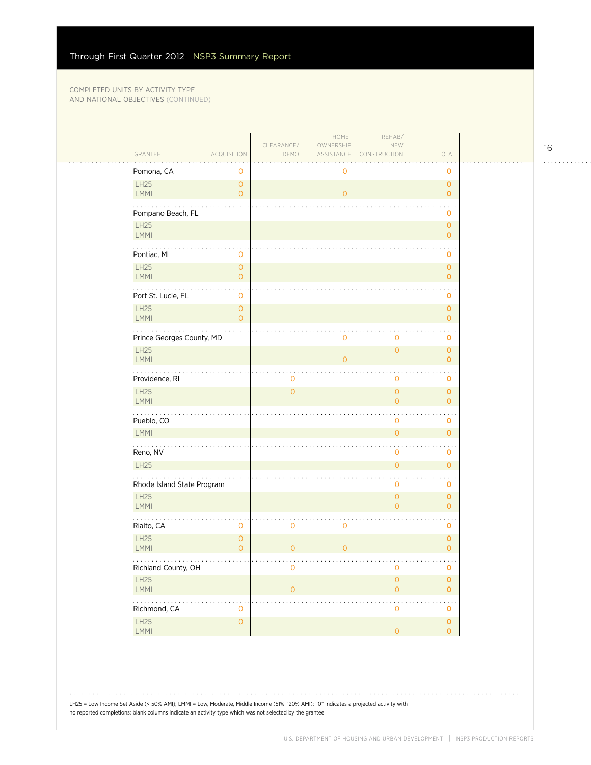COMPLETED UNITS BY ACTIVITY TYPE AND NATIONAL OBJECTIVES (CONTINUED)

| GRANTEE | ACQUISITION | CLEARANCE/ DEMO | HOME-OWNERSHIP ASSISTANCE | REHAB/ NEW CONSTRUCTION | TOTAL |
|---|---|---|---|---|---|
| Pomona, CA | 0 | | 0 | | 0 |
| LH25 | 0 | | | | 0 |
| LMMI | 0 | | 0 | | 0 |
| Pompano Beach, FL | | | | | 0 |
| LH25 | | | | | 0 |
| LMMI | | | | | 0 |
| Pontiac, MI | 0 | | | | 0 |
| LH25 | 0 | | | | 0 |
| LMMI | 0 | | | | 0 |
| Port St. Lucie, FL | 0 | | | | 0 |
| LH25 | 0 | | | | 0 |
| LMMI | 0 | | | | 0 |
| Prince Georges County, MD | | | 0 | 0 | 0 |
| LH25 | | | | 0 | 0 |
| LMMI | | | 0 | | 0 |
| Providence, RI | | 0 | | 0 | 0 |
| LH25 | | 0 | | 0 | 0 |
| LMMI | | | | 0 | 0 |
| Pueblo, CO | | | | 0 | 0 |
| LMMI | | | | 0 | 0 |
| Reno, NV | | | | 0 | 0 |
| LH25 | | | | 0 | 0 |
| Rhode Island State Program | | | | 0 | 0 |
| LH25 | | | | 0 | 0 |
| LMMI | | | | 0 | 0 |
| Rialto, CA | 0 | 0 | 0 | | 0 |
| LH25 | 0 | | | | 0 |
| LMMI | 0 | 0 | 0 | | 0 |
| Richland County, OH | | 0 | | 0 | 0 |
| LH25 | | | | 0 | 0 |
| LMMI | | 0 | | 0 | 0 |
| Richmond, CA | 0 | | | 0 | 0 |
| LH25 | 0 | | | | 0 |
| LMMI | | | | 0 | 0 |

LH25 = Low Income Set Aside (< 50% AMI); LMMI = Low, Moderate, Middle Income (51%–120% AMI); "0" indicates a projected activity with no reported completions; blank columns indicate an activity type which was not selected by the grantee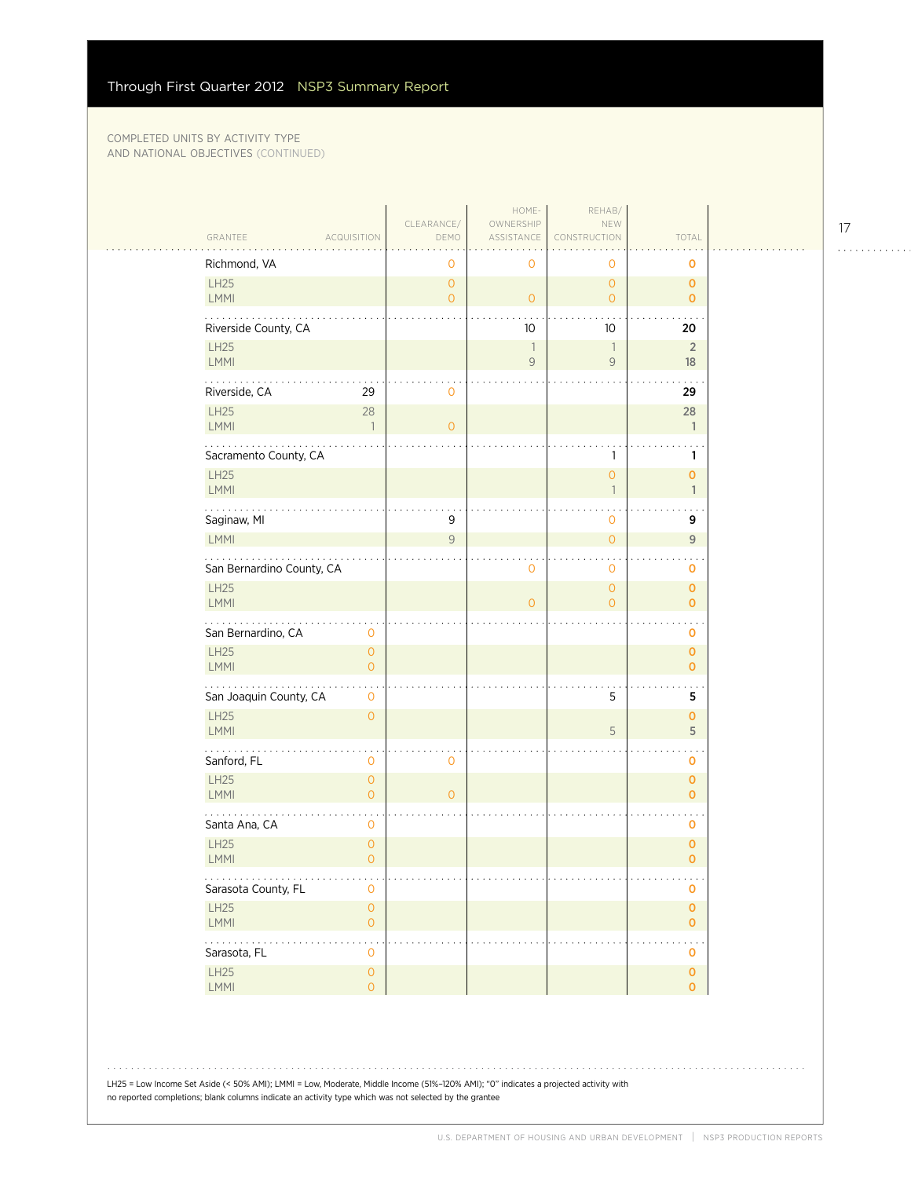COMPLETED UNITS BY ACTIVITY TYPE AND NATIONAL OBJECTIVES (CONTINUED)

| GRANTEE | ACQUISITION | CLEARANCE/ DEMO | HOME-OWNERSHIP ASSISTANCE | REHAB/ NEW CONSTRUCTION | TOTAL |
|---|---|---|---|---|---|
| Richmond, VA | | 0 | 0 | 0 | 0 |
| LH25 | | 0 | | 0 | 0 |
| LMMI | | 0 | 0 | 0 | 0 |
| Riverside County, CA | | | 10 | 10 | 20 |
| LH25 | | | 1 | 1 | 2 |
| LMMI | | | 9 | 9 | 18 |
| Riverside, CA | 29 | 0 | | | 29 |
| LH25 | 28 | | | | 28 |
| LMMI | 1 | 0 | | | 1 |
| Sacramento County, CA | | | | 1 | 1 |
| LH25 | | | | 0 | 0 |
| LMMI | | | | 1 | 1 |
| Saginaw, MI | | 9 | | 0 | 9 |
| LMMI | | 9 | | 0 | 9 |
| San Bernardino County, CA | | | 0 | 0 | 0 |
| LH25 | | | | 0 | 0 |
| LMMI | | | 0 | 0 | 0 |
| San Bernardino, CA | 0 | | | | 0 |
| LH25 | 0 | | | | 0 |
| LMMI | 0 | | | | 0 |
| San Joaquin County, CA | 0 | | | 5 | 5 |
| LH25 | 0 | | | | 0 |
| LMMI | | | | 5 | 5 |
| Sanford, FL | 0 | 0 | | | 0 |
| LH25 | 0 | | | | 0 |
| LMMI | 0 | 0 | | | 0 |
| Santa Ana, CA | 0 | | | | 0 |
| LH25 | 0 | | | | 0 |
| LMMI | 0 | | | | 0 |
| Sarasota County, FL | 0 | | | | 0 |
| LH25 | 0 | | | | 0 |
| LMMI | 0 | | | | 0 |
| Sarasota, FL | 0 | | | | 0 |
| LH25 | 0 | | | | 0 |
| LMMI | 0 | | | | 0 |

LH25 = Low Income Set Aside (< 50% AMI); LMMI = Low, Moderate, Middle Income (51%–120% AMI); "0" indicates a projected activity with no reported completions; blank columns indicate an activity type which was not selected by the grantee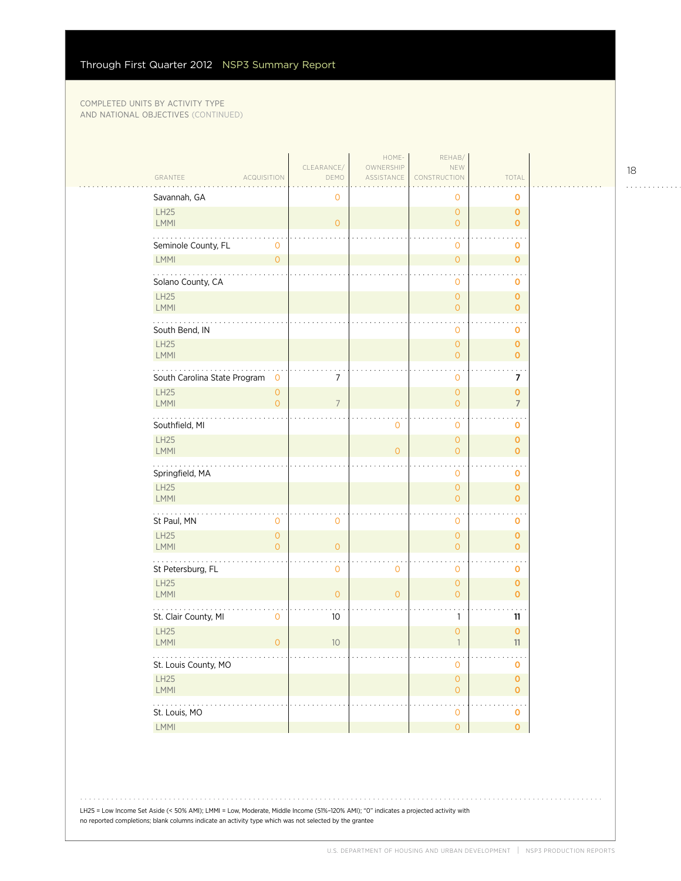Through First Quarter 2012 NSP3 Summary Report

COMPLETED UNITS BY ACTIVITY TYPE AND NATIONAL OBJECTIVES (CONTINUED)

| GRANTEE | ACQUISITION | CLEARANCE/ DEMO | HOME-OWNERSHIP ASSISTANCE | REHAB/ NEW CONSTRUCTION | TOTAL |
|---|---|---|---|---|---|
| Savannah, GA | | 0 | | 0 | 0 |
| LH25 | | | | 0 | 0 |
| LMMI | | 0 | | 0 | 0 |
| Seminole County, FL | 0 | | | 0 | 0 |
| LMMI | 0 | | | 0 | 0 |
| Solano County, CA | | | | 0 | 0 |
| LH25 | | | | 0 | 0 |
| LMMI | | | | 0 | 0 |
| South Bend, IN | | | | 0 | 0 |
| LH25 | | | | 0 | 0 |
| LMMI | | | | 0 | 0 |
| South Carolina State Program | 0 | 7 | | 0 | 7 |
| LH25 | 0 | | | 0 | 0 |
| LMMI | 0 | 7 | | 0 | 7 |
| Southfield, MI | | | 0 | 0 | 0 |
| LH25 | | | | 0 | 0 |
| LMMI | | | 0 | 0 | 0 |
| Springfield, MA | | | | 0 | 0 |
| LH25 | | | | 0 | 0 |
| LMMI | | | | 0 | 0 |
| St Paul, MN | 0 | 0 | | 0 | 0 |
| LH25 | 0 | | | 0 | 0 |
| LMMI | 0 | 0 | | 0 | 0 |
| St Petersburg, FL | | 0 | 0 | 0 | 0 |
| LH25 | | | | 0 | 0 |
| LMMI | | 0 | 0 | 0 | 0 |
| St. Clair County, MI | 0 | 10 | | 1 | 11 |
| LH25 | | | | 0 | 0 |
| LMMI | 0 | 10 | | 1 | 11 |
| St. Louis County, MO | | | | 0 | 0 |
| LH25 | | | | 0 | 0 |
| LMMI | | | | 0 | 0 |
| St. Louis, MO | | | | 0 | 0 |
| LMMI | | | | 0 | 0 |

LH25 = Low Income Set Aside (< 50% AMI); LMMI = Low, Moderate, Middle Income (51%–120% AMI); "0" indicates a projected activity with no reported completions; blank columns indicate an activity type which was not selected by the grantee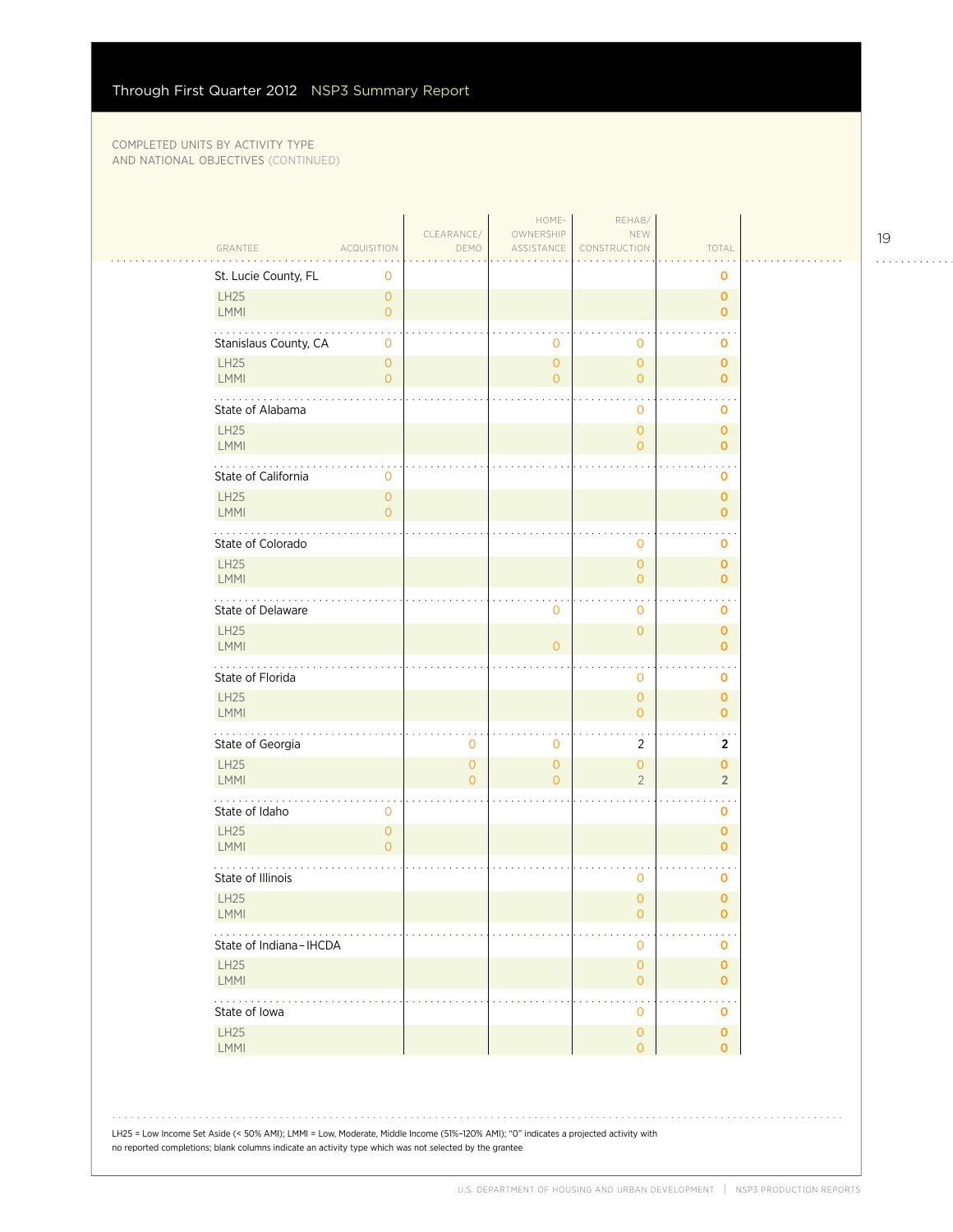COMPLETED UNITS BY ACTIVITY TYPE
AND NATIONAL OBJECTIVES (CONTINUED)

| GRANTEE | ACQUISITION | CLEARANCE/ DEMO | HOME-OWNERSHIP ASSISTANCE | REHAB/ NEW CONSTRUCTION | TOTAL |
|---|---|---|---|---|---|
| St. Lucie County, FL | 0 | | | | 0 |
| LH25 | 0 | | | | 0 |
| LMMI | 0 | | | | 0 |
| Stanislaus County, CA | 0 | | 0 | 0 | 0 |
| LH25 | 0 | | 0 | 0 | 0 |
| LMMI | 0 | | 0 | 0 | 0 |
| State of Alabama | | | | 0 | 0 |
| LH25 | | | | 0 | 0 |
| LMMI | | | | 0 | 0 |
| State of California | 0 | | | | 0 |
| LH25 | 0 | | | | 0 |
| LMMI | 0 | | | | 0 |
| State of Colorado | | | | 0 | 0 |
| LH25 | | | | 0 | 0 |
| LMMI | | | | 0 | 0 |
| State of Delaware | | | 0 | 0 | 0 |
| LH25 | | | | 0 | 0 |
| LMMI | | | 0 | | 0 |
| State of Florida | | | | 0 | 0 |
| LH25 | | | | 0 | 0 |
| LMMI | | | | 0 | 0 |
| State of Georgia | | 0 | 0 | 2 | 2 |
| LH25 | | 0 | 0 | 0 | 0 |
| LMMI | | 0 | 0 | 2 | 2 |
| State of Idaho | 0 | | | | 0 |
| LH25 | 0 | | | | 0 |
| LMMI | 0 | | | | 0 |
| State of Illinois | | | | 0 | 0 |
| LH25 | | | | 0 | 0 |
| LMMI | | | | 0 | 0 |
| State of Indiana – IHCDA | | | | 0 | 0 |
| LH25 | | | | 0 | 0 |
| LMMI | | | | 0 | 0 |
| State of Iowa | | | | 0 | 0 |
| LH25 | | | | 0 | 0 |
| LMMI | | | | 0 | 0 |

LH25 = Low Income Set Aside (< 50% AMI); LMMI = Low, Moderate, Middle Income (51%–120% AMI); "0" indicates a projected activity with no reported completions; blank columns indicate an activity type which was not selected by the grantee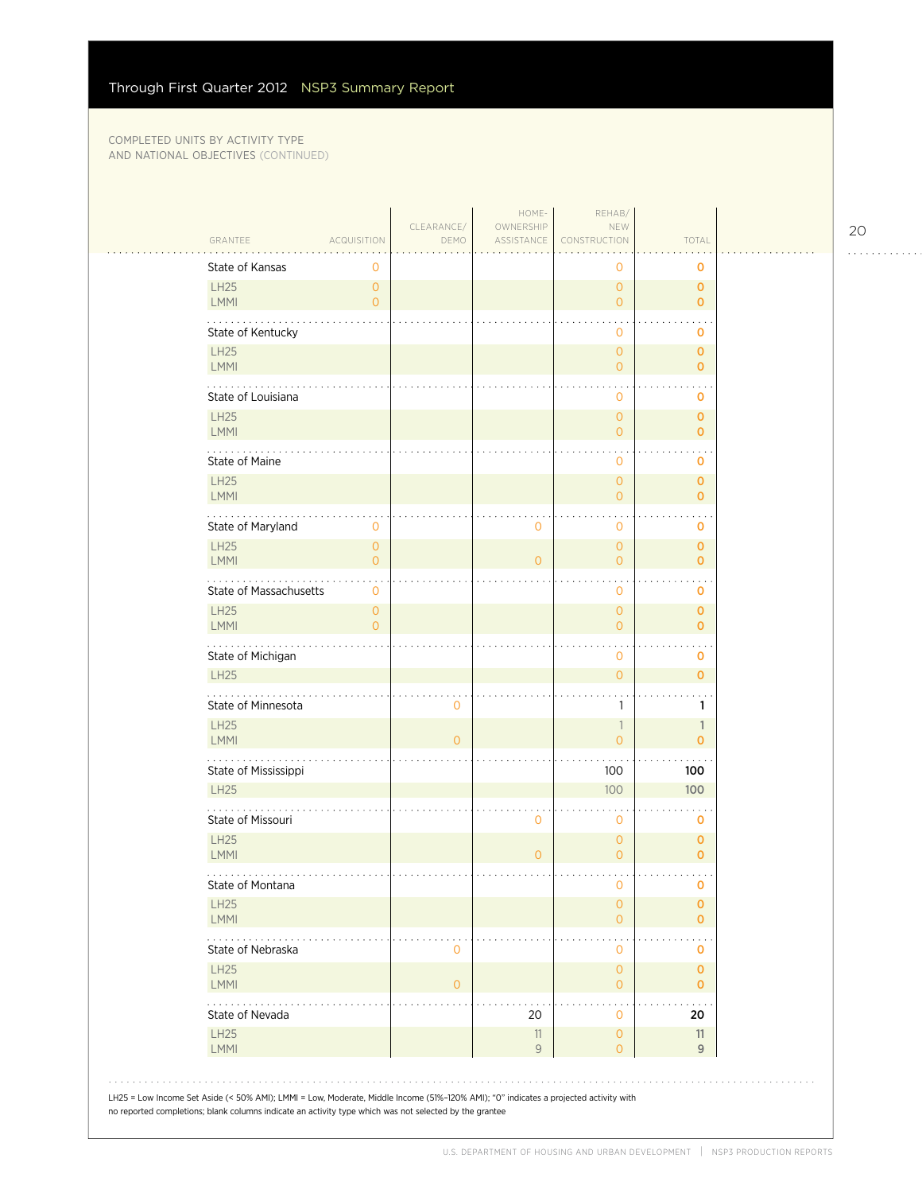COMPLETED UNITS BY ACTIVITY TYPE AND NATIONAL OBJECTIVES (CONTINUED)

| GRANTEE | ACQUISITION | CLEARANCE/ DEMO | HOME-OWNERSHIP ASSISTANCE | REHAB/ NEW CONSTRUCTION | TOTAL |
|---|---|---|---|---|---|
| State of Kansas | 0 | | | 0 | 0 |
| LH25 | 0 | | | 0 | 0 |
| LMMI | 0 | | | 0 | 0 |
| State of Kentucky | | | | 0 | 0 |
| LH25 | | | | 0 | 0 |
| LMMI | | | | 0 | 0 |
| State of Louisiana | | | | 0 | 0 |
| LH25 | | | | 0 | 0 |
| LMMI | | | | 0 | 0 |
| State of Maine | | | | 0 | 0 |
| LH25 | | | | 0 | 0 |
| LMMI | | | | 0 | 0 |
| State of Maryland | 0 | | 0 | 0 | 0 |
| LH25 | 0 | | | 0 | 0 |
| LMMI | 0 | | 0 | 0 | 0 |
| State of Massachusetts | 0 | | | 0 | 0 |
| LH25 | 0 | | | 0 | 0 |
| LMMI | 0 | | | 0 | 0 |
| State of Michigan | | | | 0 | 0 |
| LH25 | | | | 0 | 0 |
| State of Minnesota | | 0 | | 1 | 1 |
| LH25 | | | | 1 | 1 |
| LMMI | | 0 | | 0 | 0 |
| State of Mississippi | | | | 100 | 100 |
| LH25 | | | | 100 | 100 |
| State of Missouri | | | 0 | 0 | 0 |
| LH25 | | | | 0 | 0 |
| LMMI | | | 0 | 0 | 0 |
| State of Montana | | | | 0 | 0 |
| LH25 | | | | 0 | 0 |
| LMMI | | | | 0 | 0 |
| State of Nebraska | | 0 | | 0 | 0 |
| LH25 | | | | 0 | 0 |
| LMMI | | 0 | | 0 | 0 |
| State of Nevada | | | 20 | 0 | 20 |
| LH25 | | | 11 | 0 | 11 |
| LMMI | | | 9 | 0 | 9 |

LH25 = Low Income Set Aside (< 50% AMI); LMMI = Low, Moderate, Middle Income (51%–120% AMI); "0" indicates a projected activity with no reported completions; blank columns indicate an activity type which was not selected by the grantee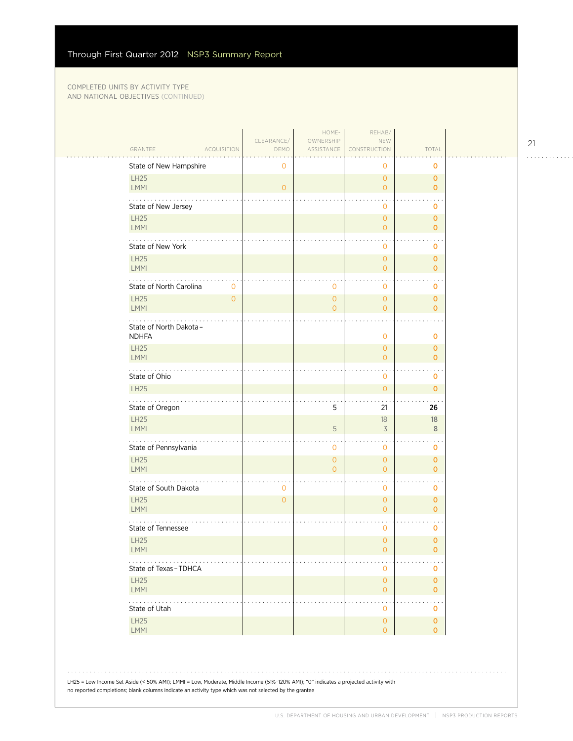Through First Quarter 2012 NSP3 Summary Report

COMPLETED UNITS BY ACTIVITY TYPE AND NATIONAL OBJECTIVES (CONTINUED)

| GRANTEE | ACQUISITION | CLEARANCE/DEMO | HOMEOWNERSHIP ASSISTANCE | REHAB/NEW CONSTRUCTION | TOTAL |
|---|---|---|---|---|---|
| State of New Hampshire | | 0 | | 0 | 0 |
| LH25 | | | | 0 | 0 |
| LMMI | | 0 | | 0 | 0 |
| State of New Jersey | | | | 0 | 0 |
| LH25 | | | | 0 | 0 |
| LMMI | | | | 0 | 0 |
| State of New York | | | | 0 | 0 |
| LH25 | | | | 0 | 0 |
| LMMI | | | | 0 | 0 |
| State of North Carolina | 0 | | 0 | 0 | 0 |
| LH25 | 0 | | 0 | 0 | 0 |
| LMMI | | | 0 | 0 | 0 |
| State of North Dakota – NDHFA | | | | 0 | 0 |
| LH25 | | | | 0 | 0 |
| LMMI | | | | 0 | 0 |
| State of Ohio | | | | 0 | 0 |
| LH25 | | | | 0 | 0 |
| State of Oregon | | | 5 | 21 | 26 |
| LH25 | | | | 18 | 18 |
| LMMI | | | 5 | 3 | 8 |
| State of Pennsylvania | | | 0 | 0 | 0 |
| LH25 | | | 0 | 0 | 0 |
| LMMI | | | 0 | 0 | 0 |
| State of South Dakota | | 0 | | 0 | 0 |
| LH25 | | 0 | | 0 | 0 |
| LMMI | | | | 0 | 0 |
| State of Tennessee | | | | 0 | 0 |
| LH25 | | | | 0 | 0 |
| LMMI | | | | 0 | 0 |
| State of Texas – TDHCA | | | | 0 | 0 |
| LH25 | | | | 0 | 0 |
| LMMI | | | | 0 | 0 |
| State of Utah | | | | 0 | 0 |
| LH25 | | | | 0 | 0 |
| LMMI | | | | 0 | 0 |

LH25 = Low Income Set Aside (< 50% AMI); LMMI = Low, Moderate, Middle Income (51%–120% AMI); "0" indicates a projected activity with no reported completions; blank columns indicate an activity type which was not selected by the grantee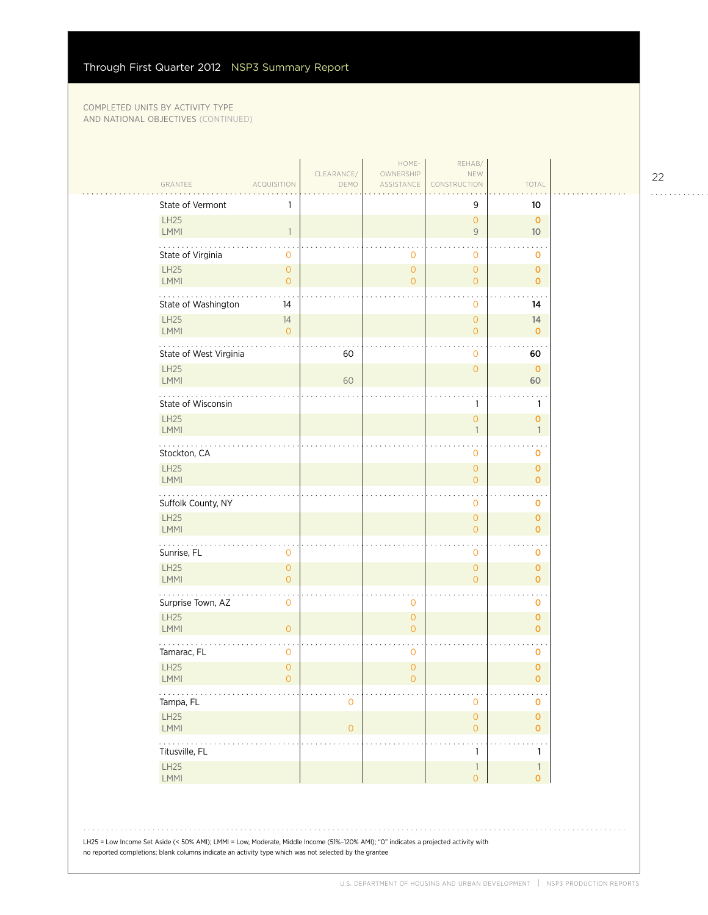COMPLETED UNITS BY ACTIVITY TYPE AND NATIONAL OBJECTIVES (CONTINUED)

| GRANTEE | ACQUISITION | CLEARANCE/ DEMO | HOME-OWNERSHIP ASSISTANCE | REHAB/ NEW CONSTRUCTION | TOTAL |
|---|---|---|---|---|---|
| State of Vermont | 1 | | | 9 | 10 |
| LH25 | | | | 0 | 0 |
| LMMI | 1 | | | 9 | 10 |
| State of Virginia | 0 | | 0 | 0 | 0 |
| LH25 | 0 | | 0 | 0 | 0 |
| LMMI | 0 | | 0 | 0 | 0 |
| State of Washington | 14 | | | 0 | 14 |
| LH25 | 14 | | | 0 | 14 |
| LMMI | 0 | | | 0 | 0 |
| State of West Virginia | | 60 | | 0 | 60 |
| LH25 | | | | 0 | 0 |
| LMMI | | 60 | | | 60 |
| State of Wisconsin | | | | 1 | 1 |
| LH25 | | | | 0 | 0 |
| LMMI | | | | 1 | 1 |
| Stockton, CA | | | | 0 | 0 |
| LH25 | | | | 0 | 0 |
| LMMI | | | | 0 | 0 |
| Suffolk County, NY | | | | 0 | 0 |
| LH25 | | | | 0 | 0 |
| LMMI | | | | 0 | 0 |
| Sunrise, FL | 0 | | | 0 | 0 |
| LH25 | 0 | | | 0 | 0 |
| LMMI | 0 | | | 0 | 0 |
| Surprise Town, AZ | 0 | | 0 | | 0 |
| LH25 | | | 0 | | 0 |
| LMMI | 0 | | 0 | | 0 |
| Tamarac, FL | 0 | | 0 | | 0 |
| LH25 | 0 | | 0 | | 0 |
| LMMI | 0 | | 0 | | 0 |
| Tampa, FL | | 0 | | 0 | 0 |
| LH25 | | | | 0 | 0 |
| LMMI | | 0 | | 0 | 0 |
| Titusville, FL | | | | 1 | 1 |
| LH25 | | | | 1 | 1 |
| LMMI | | | | 0 | 0 |

LH25 = Low Income Set Aside (< 50% AMI); LMMI = Low, Moderate, Middle Income (51%–120% AMI); "0" indicates a projected activity with no reported completions; blank columns indicate an activity type which was not selected by the grantee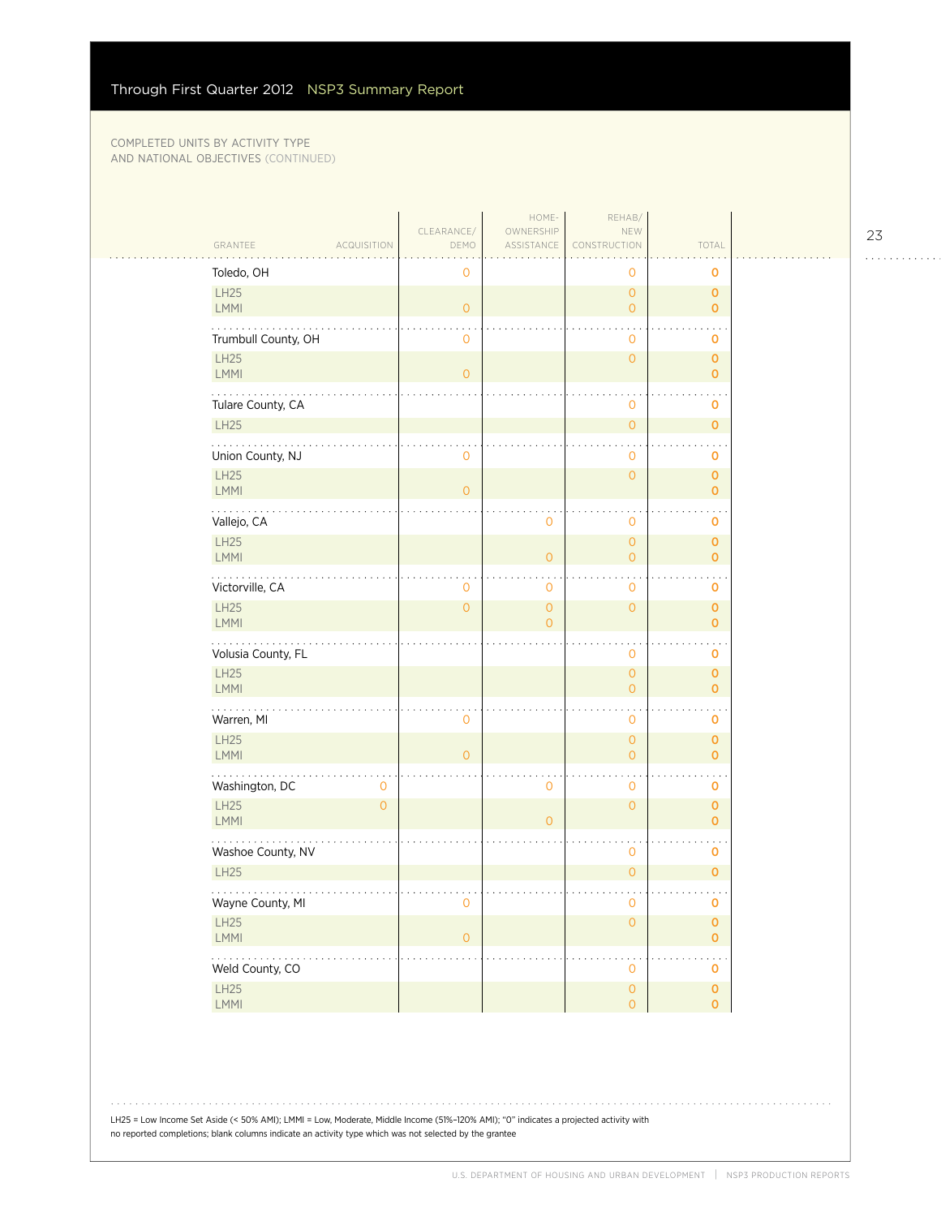Through First Quarter 2012 NSP3 Summary Report

COMPLETED UNITS BY ACTIVITY TYPE AND NATIONAL OBJECTIVES (CONTINUED)

| GRANTEE | ACQUISITION | CLEARANCE/ DEMO | HOME-OWNERSHIP ASSISTANCE | REHAB/ NEW CONSTRUCTION | TOTAL |
|---|---|---|---|---|---|
| Toledo, OH | | 0 | | 0 | 0 |
| LH25 | | | | 0 | 0 |
| LMMI | | 0 | | 0 | 0 |
| Trumbull County, OH | | 0 | | 0 | 0 |
| LH25 | | | | 0 | 0 |
| LMMI | | 0 | | | 0 |
| Tulare County, CA | | | | 0 | 0 |
| LH25 | | | | 0 | 0 |
| Union County, NJ | | 0 | | 0 | 0 |
| LH25 | | | | 0 | 0 |
| LMMI | | 0 | | | 0 |
| Vallejo, CA | | | 0 | 0 | 0 |
| LH25 | | | | 0 | 0 |
| LMMI | | | 0 | 0 | 0 |
| Victorville, CA | | 0 | 0 | 0 | 0 |
| LH25 | | 0 | 0 | 0 | 0 |
| LMMI | | | 0 | | 0 |
| Volusia County, FL | | | | 0 | 0 |
| LH25 | | | | 0 | 0 |
| LMMI | | | | 0 | 0 |
| Warren, MI | | 0 | | 0 | 0 |
| LH25 | | | | 0 | 0 |
| LMMI | | 0 | | 0 | 0 |
| Washington, DC | 0 | | 0 | 0 | 0 |
| LH25 | 0 | | | 0 | 0 |
| LMMI | | | 0 | | 0 |
| Washoe County, NV | | | | 0 | 0 |
| LH25 | | | | 0 | 0 |
| Wayne County, MI | | 0 | | 0 | 0 |
| LH25 | | | | 0 | 0 |
| LMMI | | 0 | | | 0 |
| Weld County, CO | | | | 0 | 0 |
| LH25 | | | | 0 | 0 |
| LMMI | | | | 0 | 0 |

LH25 = Low Income Set Aside (< 50% AMI); LMMI = Low, Moderate, Middle Income (51%–120% AMI); "0" indicates a projected activity with no reported completions; blank columns indicate an activity type which was not selected by the grantee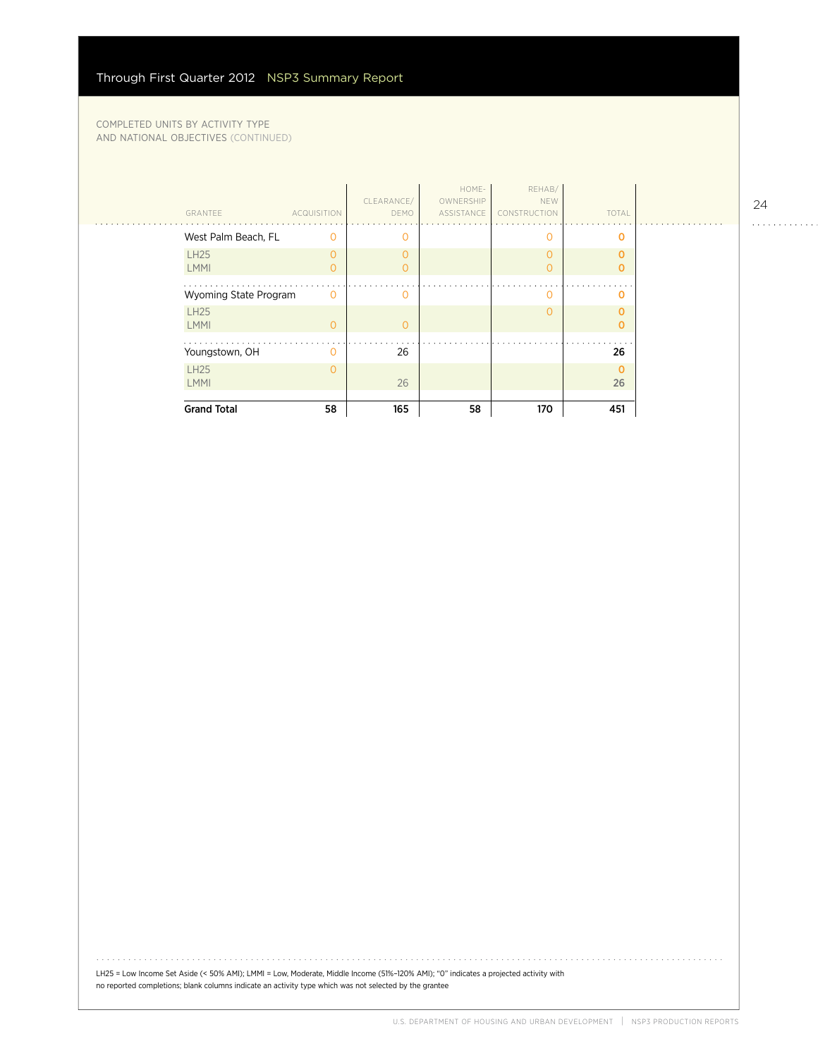COMPLETED UNITS BY ACTIVITY TYPE
AND NATIONAL OBJECTIVES (CONTINUED)

| GRANTEE | ACQUISITION | CLEARANCE/ DEMO | HOME-OWNERSHIP ASSISTANCE | REHAB/ NEW CONSTRUCTION | TOTAL |
|---|---|---|---|---|---|
| West Palm Beach, FL | 0 | 0 | | 0 | **0** |
| LH25 | 0 | 0 | | 0 | **0** |
| LMMI | 0 | 0 | | 0 | **0** |
| Wyoming State Program | 0 | 0 | | 0 | **0** |
| LH25 | | | | 0 | **0** |
| LMMI | 0 | 0 | | | **0** |
| Youngstown, OH | 0 | 26 | | | **26** |
| LH25 | 0 | | | | **0** |
| LMMI | | 26 | | | **26** |
| **Grand Total** | **58** | **165** | **58** | **170** | **451** |

LH25 = Low Income Set Aside (< 50% AMI); LMMI = Low, Moderate, Middle Income (51%–120% AMI); "0" indicates a projected activity with no reported completions; blank columns indicate an activity type which was not selected by the grantee